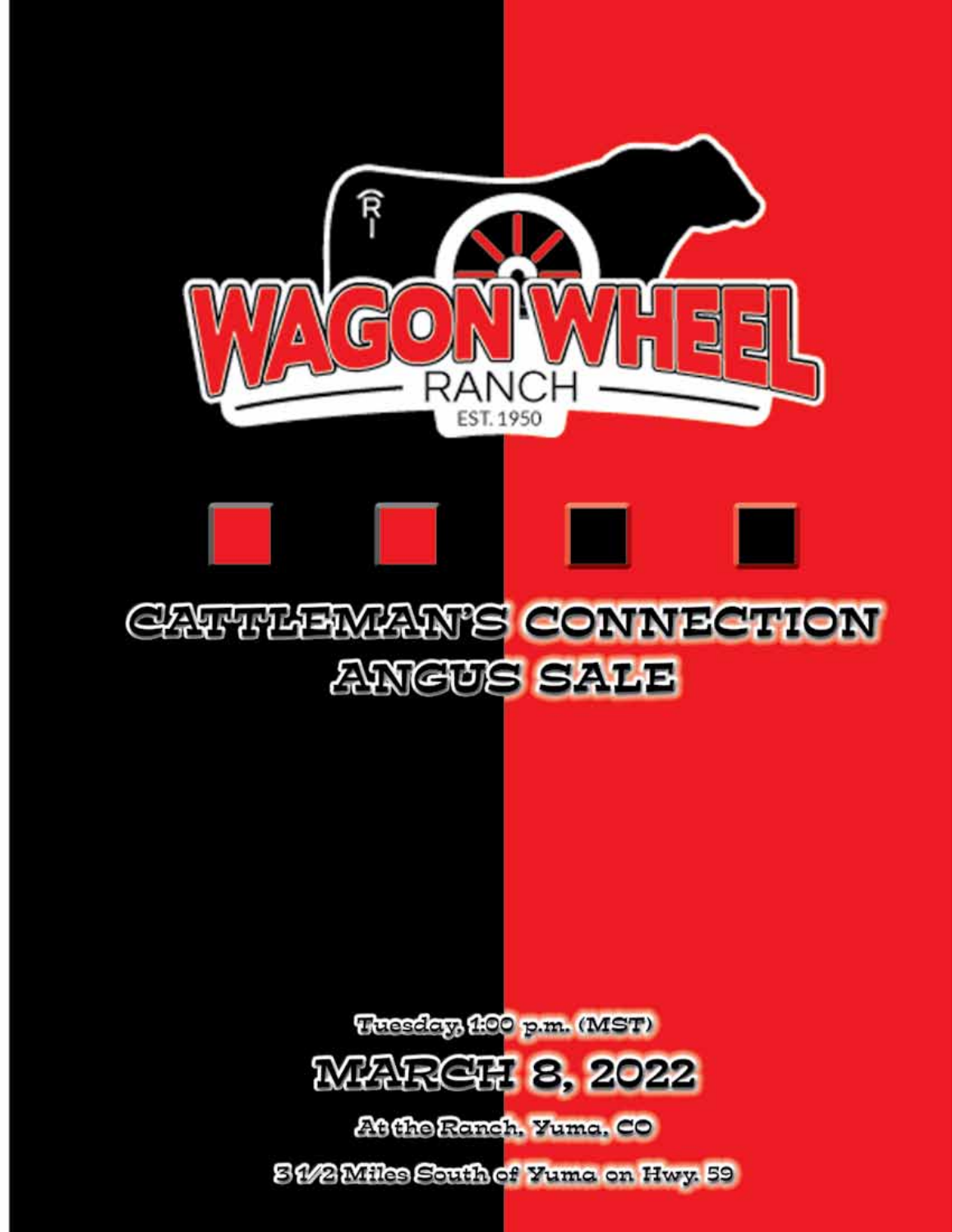# WAGON WHEEL RANCH

EST. 1950

# CATTLEMAN'S CONNECTION ANGUS SALE

Tuesday, 1:00 p.m. (MST)

## MARCH 8, 2022

At the Ranch, Yuma, CO

3 1/2 Miles South of Yuma on Hwy. 59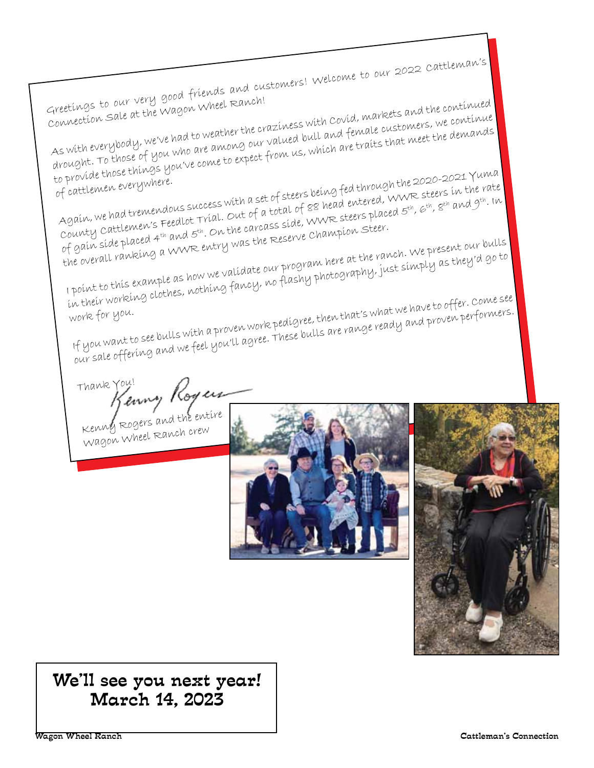Greetings to our very good friends and customers! Welcome to our 2022 Cattleman's Connection Sale at the Wagon Wheel Ranch!

As with everybody, we've had to weather the craziness with Covid, markets and the continued drought. To those of you who are among our valued bull and female customers, we continue to provide those things you've come to expect from us, which are traits that meet the demands of cattlemen everywhere.

Again, we had tremendous success with a set of steers being fed through the 2020-2021 Yuma County Cattlemen's Feedlot Trial. Out of a total of 88 head entered, WWR steers in the rate of gain side placed 4th and 5th. On the carcass side, WWR steers placed 5th, 6th, 8th and 9th. In the overall ranking a WWR entry was the Reserve Champion Steer.

I point to this example as how we validate our program here at the ranch. We present our bulls in their working clothes, nothing fancy, no flashy photography, just simply as they'd go to work for you.

If you want to see bulls with a proven work pedigree, then that's what we have to offer. Come see our sale offering and we feel you'll agree. These bulls are range ready and proven performers.

Thank You!

Kenny Rogers

Kenny Rogers and the entire Wagon Wheel Ranch crew

**We'll see you next year!**
**March 14, 2023**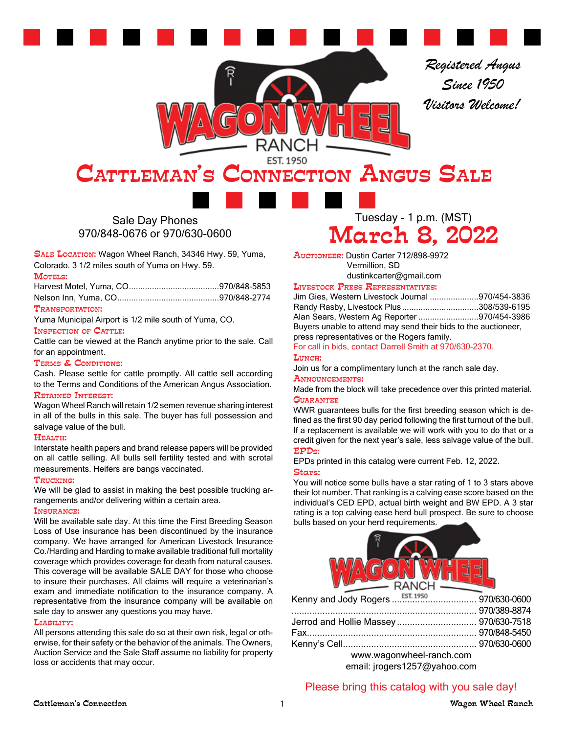*Registered Angus*
*Since 1950*
*Visitors Welcome!*

# Cattleman's Connection Angus Sale

Sale Day Phones
970/848-0676 or 970/630-0600

Tuesday - 1 p.m. (MST)

## March 8, 2022

**Sale Location:** Wagon Wheel Ranch, 34346 Hwy. 59, Yuma, Colorado. 3 1/2 miles south of Yuma on Hwy. 59.

**Motels:**
Harvest Motel, Yuma, CO....................................970/848-5853
Nelson Inn, Yuma, CO.........................................970/848-2774

**Transportation:**
Yuma Municipal Airport is 1/2 mile south of Yuma, CO.

**Inspection of Cattle:**
Cattle can be viewed at the Ranch anytime prior to the sale. Call for an appointment.

**Terms & Conditions:**
Cash. Please settle for cattle promptly. All cattle sell according to the Terms and Conditions of the American Angus Association.

**Retained Interest:**
Wagon Wheel Ranch will retain 1/2 semen revenue sharing interest in all of the bulls in this sale. The buyer has full possession and salvage value of the bull.

**Health:**
Interstate health papers and brand release papers will be provided on all cattle selling. All bulls sell fertility tested and with scrotal measurements. Heifers are bangs vaccinated.

**Trucking:**
We will be glad to assist in making the best possible trucking arrangements and/or delivering within a certain area.

**Insurance:**
Will be available sale day. At this time the First Breeding Season Loss of Use insurance has been discontinued by the insurance company. We have arranged for American Livestock Insurance Co./Harding and Harding to make available traditional full mortality coverage which provides coverage for death from natural causes. This coverage will be available SALE DAY for those who choose to insure their purchases. All claims will require a veterinarian's exam and immediate notification to the insurance company. A representative from the insurance company will be available on sale day to answer any questions you may have.

**Liability:**
All persons attending this sale do so at their own risk, legal or otherwise, for their safety or the behavior of the animals. The Owners, Auction Service and the Sale Staff assume no liability for property loss or accidents that may occur.

**Auctioneer:** Dustin Carter 712/898-9972
Vermillion, SD
dustinkcarter@gmail.com

**Livestock Press Representatives:**
Jim Gies, Western Livestock Journal .....................970/454-3836
Randy Rasby, Livestock Plus .................................308/539-6195
Alan Sears, Western Ag Reporter ..........................970/454-3986
Buyers unable to attend may send their bids to the auctioneer, press representatives or the Rogers family.
For call in bids, contact Darrell Smith at 970/630-2370.

**Lunch:**
Join us for a complimentary lunch at the ranch sale day.

**Announcements:**
Made from the block will take precedence over this printed material.

**Guarantee**
WWR guarantees bulls for the first breeding season which is defined as the first 90 day period following the first turnout of the bull. If a replacement is available we will work with you to do that or a credit given for the next year's sale, less salvage value of the bull.

**EPDs:**
EPDs printed in this catalog were current Feb. 12, 2022.

**Stars:**
You will notice some bulls have a star rating of 1 to 3 stars above their lot number. That ranking is a calving ease score based on the individual's CED EPD, actual birth weight and BW EPD. A 3 star rating is a top calving ease herd bull prospect. Be sure to choose bulls based on your herd requirements.

Wagon Wheel Ranch, Est. 1950

Kenny and Jody Rogers ................................ 970/630-0600
....................................................................... 970/389-8874
Jerrod and Hollie Massey .............................. 970/630-7518
Fax.................................................................. 970/848-5450
Kenny's Cell.................................................... 970/630-0600
www.wagonwheel-ranch.com
email: jrogers1257@yahoo.com

Please bring this catalog with you sale day!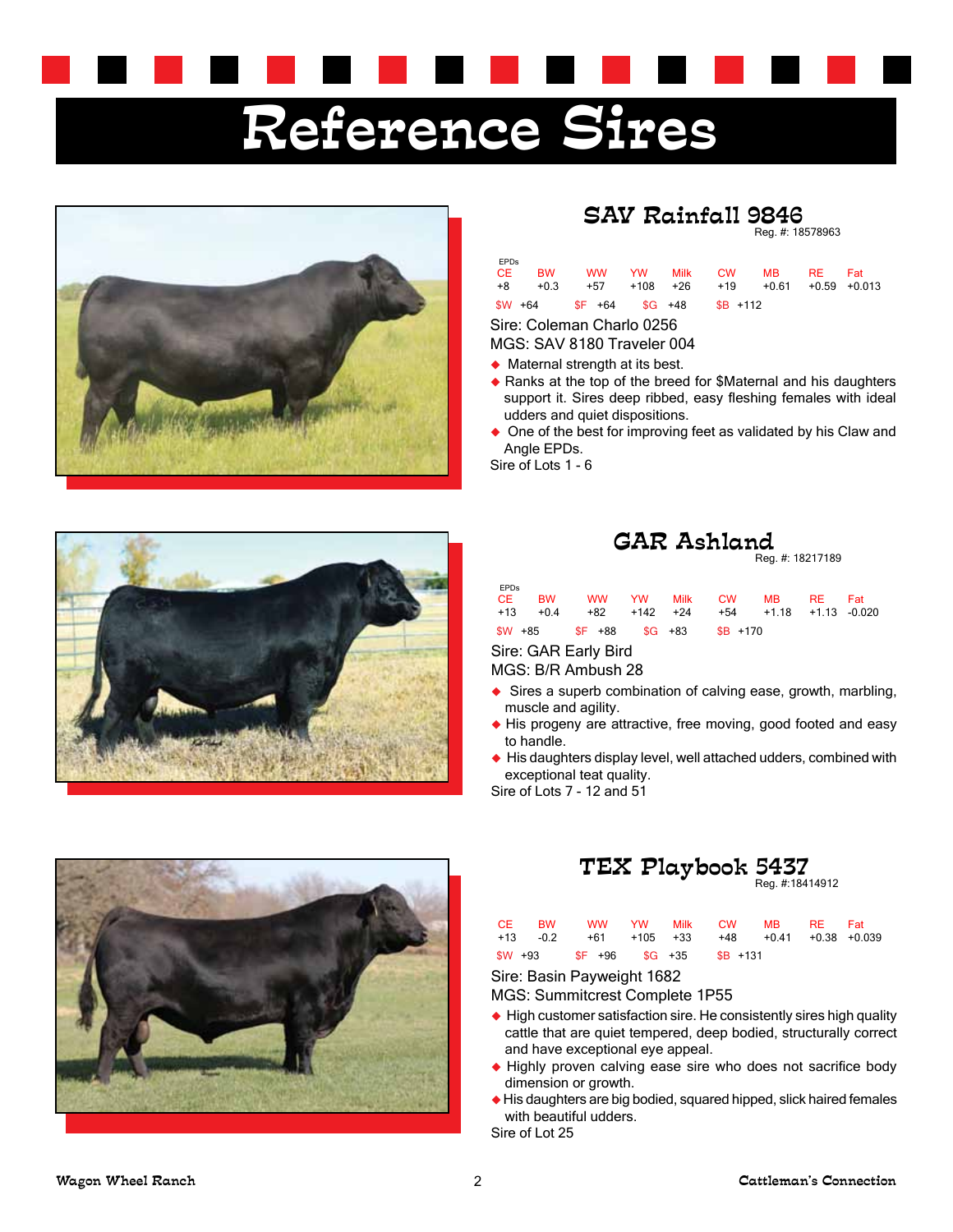# Reference Sires

## SAV Rainfall 9846

Reg. #: 18578963

EPDs

| CE | BW | WW | YW | Milk | CW | MB | RE | Fat |
|---|---|---|---|---|---|---|---|---|
| +8 | +0.3 | +57 | +108 | +26 | +19 | +0.61 | +0.59 | +0.013 |

$W +64 $F +64 $G +48 $B +112

Sire: Coleman Charlo 0256

MGS: SAV 8180 Traveler 004

- Maternal strength at its best.
- Ranks at the top of the breed for $Maternal and his daughters support it. Sires deep ribbed, easy fleshing females with ideal udders and quiet dispositions.
- One of the best for improving feet as validated by his Claw and Angle EPDs.

Sire of Lots 1 - 6

## GAR Ashland

Reg. #: 18217189

EPDs

| CE | BW | WW | YW | Milk | CW | MB | RE | Fat |
|---|---|---|---|---|---|---|---|---|
| +13 | +0.4 | +82 | +142 | +24 | +54 | +1.18 | +1.13 | -0.020 |

$W +85 $F +88 $G +83 $B +170

Sire: GAR Early Bird

MGS: B/R Ambush 28

- Sires a superb combination of calving ease, growth, marbling, muscle and agility.
- His progeny are attractive, free moving, good footed and easy to handle.
- His daughters display level, well attached udders, combined with exceptional teat quality.

Sire of Lots 7 - 12 and 51

## TEX Playbook 5437

Reg. #:18414912

| CE | BW | WW | YW | Milk | CW | MB | RE | Fat |
|---|---|---|---|---|---|---|---|---|
| +13 | -0.2 | +61 | +105 | +33 | +48 | +0.41 | +0.38 | +0.039 |

$W +93 $F +96 $G +35 $B +131

Sire: Basin Payweight 1682

MGS: Summitcrest Complete 1P55

- High customer satisfaction sire. He consistently sires high quality cattle that are quiet tempered, deep bodied, structurally correct and have exceptional eye appeal.
- Highly proven calving ease sire who does not sacrifice body dimension or growth.
- His daughters are big bodied, squared hipped, slick haired females with beautiful udders.

Sire of Lot 25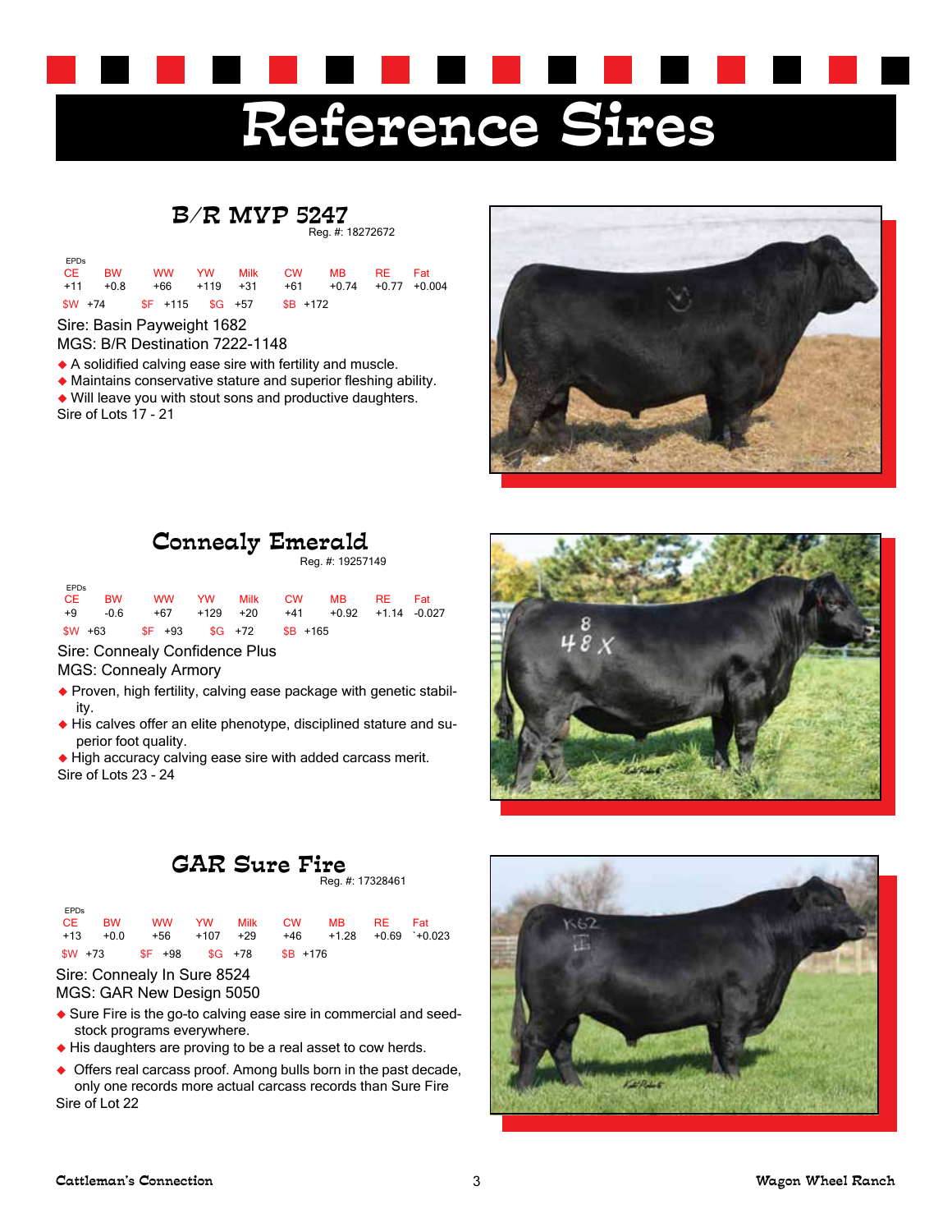# Reference Sires

## B/R MVP 5247

Reg. #: 18272672

EPDs

| CE | BW | WW | YW | Milk | CW | MB | RE | Fat |
|---|---|---|---|---|---|---|---|---|
| +11 | +0.8 | +66 | +119 | +31 | +61 | +0.74 | +0.77 | +0.004 |

$W +74 $F +115 $G +57 $B +172

Sire: Basin Payweight 1682

MGS: B/R Destination 7222-1148

- A solidified calving ease sire with fertility and muscle.
- Maintains conservative stature and superior fleshing ability.
- Will leave you with stout sons and productive daughters.

Sire of Lots 17 - 21

## Connealy Emerald

Reg. #: 19257149

EPDs

| CE | BW | WW | YW | Milk | CW | MB | RE | Fat |
|---|---|---|---|---|---|---|---|---|
| +9 | -0.6 | +67 | +129 | +20 | +41 | +0.92 | +1.14 | -0.027 |

$W +63 $F +93 $G +72 $B +165

Sire: Connealy Confidence Plus

MGS: Connealy Armory

- Proven, high fertility, calving ease package with genetic stability.
- His calves offer an elite phenotype, disciplined stature and superior foot quality.
- High accuracy calving ease sire with added carcass merit.

Sire of Lots 23 - 24

## GAR Sure Fire

Reg. #: 17328461

EPDs

| CE | BW | WW | YW | Milk | CW | MB | RE | Fat |
|---|---|---|---|---|---|---|---|---|
| +13 | +0.0 | +56 | +107 | +29 | +46 | +1.28 | +0.69 | `+0.023 |

$W +73 $F +98 $G +78 $B +176

Sire: Connealy In Sure 8524

MGS: GAR New Design 5050

- Sure Fire is the go-to calving ease sire in commercial and seedstock programs everywhere.
- His daughters are proving to be a real asset to cow herds.
- Offers real carcass proof. Among bulls born in the past decade, only one records more actual carcass records than Sure Fire

Sire of Lot 22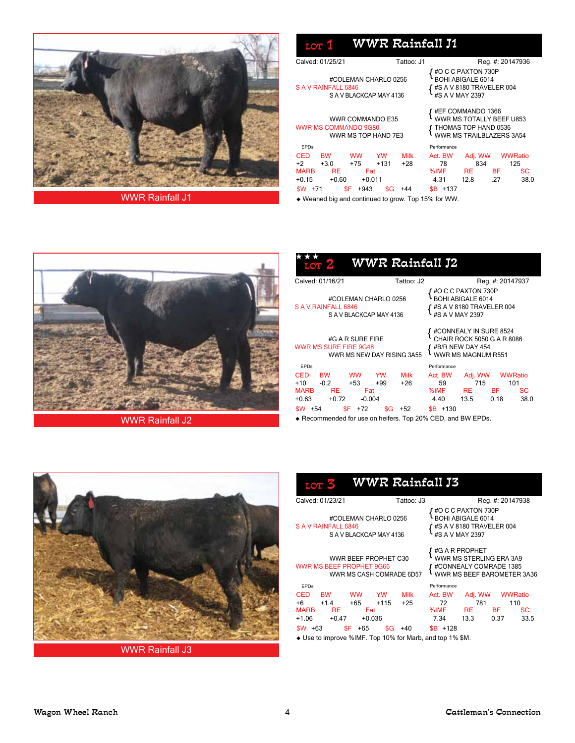## LOT 1 WWR Rainfall J1

WWR Rainfall J1

Calved: 01/25/21 Tattoo: J1 Reg. #: 20147936

| | | |
|---|---|---|
| | | #O C C PAXTON 730P |
| | #COLEMAN CHARLO 0256 | BOHI ABIGALE 6014 |
| S A V RAINFALL 6846 | | #S A V 8180 TRAVELER 004 |
| | S A V BLACKCAP MAY 4136 | #S A V MAY 2397 |
| | | #EF COMMANDO 1366 |
| | WWR COMMANDO E35 | WWR MS TOTALLY BEEF U853 |
| WWR MS COMMANDO 9G80 | | THOMAS TOP HAND 0536 |
| | WWR MS TOP HAND 7E3 | WWR MS TRAILBLAZERS 3A54 |

EPDs

| CED | BW | WW | YW | Milk |
|---|---|---|---|---|
| +2 | +3.0 | +75 | +131 | +28 |

| MARB | RE | Fat |
|---|---|---|
| +0.15 | +0.60 | +0.011 |

$W +71 $F +943 $G +44 $B +137

Performance

| Act. BW | Adj. WW | WWRatio |
|---|---|---|
| 78 | 834 | 125 |

| %IMF | RE | BF | SC |
|---|---|---|---|
| 4.31 | 12.8 | .27 | 38.0 |

- Weaned big and continued to grow. Top 15% for WW.

## ★★★ LOT 2 WWR Rainfall J2

WWR Rainfall J2

Calved: 01/16/21 Tattoo: J2 Reg. #: 20147937

| | | |
|---|---|---|
| | | #O C C PAXTON 730P |
| | #COLEMAN CHARLO 0256 | BOHI ABIGALE 6014 |
| S A V RAINFALL 6846 | | #S A V 8180 TRAVELER 004 |
| | S A V BLACKCAP MAY 4136 | #S A V MAY 2397 |
| | | #CONNEALY IN SURE 8524 |
| | #G A R SURE FIRE | CHAIR ROCK 5050 G A R 8086 |
| WWR MS SURE FIRE 9G48 | | #B/R NEW DAY 454 |
| | WWR MS NEW DAY RISING 3A55 | WWR MS MAGNUM R551 |

EPDs

| CED | BW | WW | YW | Milk |
|---|---|---|---|---|
| +10 | -0.2 | +53 | +99 | +26 |

| MARB | RE | Fat |
|---|---|---|
| +0.63 | +0.72 | -0.004 |

$W +54 $F +72 $G +52 $B +130

Performance

| Act. BW | Adj. WW | WWRatio |
|---|---|---|
| 59 | 715 | 101 |

| %IMF | RE | BF | SC |
|---|---|---|---|
| 4.40 | 13.5 | 0.18 | 38.0 |

- Recommended for use on heifers. Top 20% CED, and BW EPDs.

## LOT 3 WWR Rainfall J3

WWR Rainfall J3

Calved: 01/23/21 Tattoo: J3 Reg. #: 20147938

| | | |
|---|---|---|
| | | #O C C PAXTON 730P |
| | #COLEMAN CHARLO 0256 | BOHI ABIGALE 6014 |
| S A V RAINFALL 6846 | | #S A V 8180 TRAVELER 004 |
| | S A V BLACKCAP MAY 4136 | #S A V MAY 2397 |
| | | #G A R PROPHET |
| | WWR BEEF PROPHET C30 | WWR MS STERLING ERA 3A9 |
| WWR MS BEEF PROPHET 9G66 | | #CONNEALY COMRADE 1385 |
| | WWR MS CASH COMRADE 6D57 | WWR MS BEEF BAROMETER 3A36 |

EPDs

| CED | BW | WW | YW | Milk |
|---|---|---|---|---|
| +6 | +1.4 | +65 | +115 | +25 |

| MARB | RE | Fat |
|---|---|---|
| +1.06 | +0.47 | +0.036 |

$W +63 $F +65 $G +40 $B +128

Performance

| Act. BW | Adj. WW | WWRatio |
|---|---|---|
| 72 | 781 | 110 |

| %IMF | RE | BF | SC |
|---|---|---|---|
| 7.34 | 13.3 | 0.37 | 33.5 |

- Use to improve %IMF. Top 10% for Marb, and top 1% $M.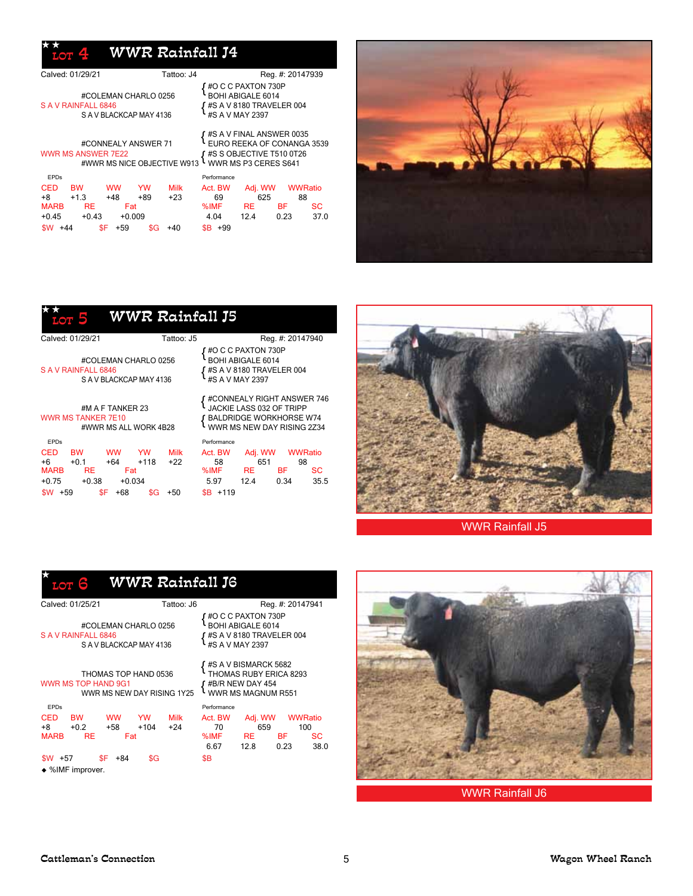## ★★ LOT 4 WWR Rainfall J4

Calved: 01/29/21 Tattoo: J4 Reg. #: 20147939

**Pedigree**

- Sire: S A V RAINFALL 6846
  - #COLEMAN CHARLO 0256
    - #O C C PAXTON 730P
    - BOHI ABIGALE 6014
  - S A V BLACKCAP MAY 4136
    - #S A V 8180 TRAVELER 004
    - #S A V MAY 2397
- Dam: WWR MS ANSWER 7E22
  - #CONNEALY ANSWER 71
    - #S A V FINAL ANSWER 0035
    - EURO REEKA OF CONANGA 3539
  - #WWR MS NICE OBJECTIVE W913
    - #S S OBJECTIVE T510 0T26
    - WWR MS P3 CERES S641

**EPDs**

| CED | BW | WW | YW | Milk |
|---|---|---|---|---|
| +8 | +1.3 | +48 | +89 | +23 |

| MARB | RE | Fat |
|---|---|---|
| +0.45 | +0.43 | +0.009 |

| $W | $F | $G | $B |
|---|---|---|---|
| +44 | +59 | +40 | +99 |

**Performance**

| Act. BW | Adj. WW | WWRatio |
|---|---|---|
| 69 | 625 | 88 |

| %IMF | RE | BF | SC |
|---|---|---|---|
| 4.04 | 12.4 | 0.23 | 37.0 |

## ★★ LOT 5 WWR Rainfall J5

Calved: 01/29/21 Tattoo: J5 Reg. #: 20147940

**Pedigree**

- Sire: S A V RAINFALL 6846
  - #COLEMAN CHARLO 0256
    - #O C C PAXTON 730P
    - BOHI ABIGALE 6014
  - S A V BLACKCAP MAY 4136
    - #S A V 8180 TRAVELER 004
    - #S A V MAY 2397
- Dam: WWR MS TANKER 7E10
  - #M A F TANKER 23
    - #CONNEALY RIGHT ANSWER 746
    - JACKIE LASS 032 OF TRIPP
  - #WWR MS ALL WORK 4B28
    - BALDRIDGE WORKHORSE W74
    - WWR MS NEW DAY RISING 2Z34

**EPDs**

| CED | BW | WW | YW | Milk |
|---|---|---|---|---|
| +6 | +0.1 | +64 | +118 | +22 |

| MARB | RE | Fat |
|---|---|---|
| +0.75 | +0.38 | +0.034 |

| $W | $F | $G | $B |
|---|---|---|---|
| +59 | +68 | +50 | +119 |

**Performance**

| Act. BW | Adj. WW | WWRatio |
|---|---|---|
| 58 | 651 | 98 |

| %IMF | RE | BF | SC |
|---|---|---|---|
| 5.97 | 12.4 | 0.34 | 35.5 |

WWR Rainfall J5

## ★ LOT 6 WWR Rainfall J6

Calved: 01/25/21 Tattoo: J6 Reg. #: 20147941

**Pedigree**

- Sire: S A V RAINFALL 6846
  - #COLEMAN CHARLO 0256
    - #O C C PAXTON 730P
    - BOHI ABIGALE 6014
  - S A V BLACKCAP MAY 4136
    - #S A V 8180 TRAVELER 004
    - #S A V MAY 2397
- Dam: WWR MS TOP HAND 9G1
  - THOMAS TOP HAND 0536
    - #S A V BISMARCK 5682
    - THOMAS RUBY ERICA 8293
  - WWR MS NEW DAY RISING 1Y25
    - #B/R NEW DAY 454
    - WWR MS MAGNUM R551

**EPDs**

| CED | BW | WW | YW | Milk |
|---|---|---|---|---|
| +8 | +0.2 | +58 | +104 | +24 |

| MARB | RE | Fat |
|---|---|---|
| | | |

| $W | $F | $G | $B |
|---|---|---|---|
| +57 | +84 | | |

**Performance**

| Act. BW | Adj. WW | WWRatio |
|---|---|---|
| 70 | 659 | 100 |

| %IMF | RE | BF | SC |
|---|---|---|---|
| 6.67 | 12.8 | 0.23 | 38.0 |

◆ %IMF improver.

WWR Rainfall J6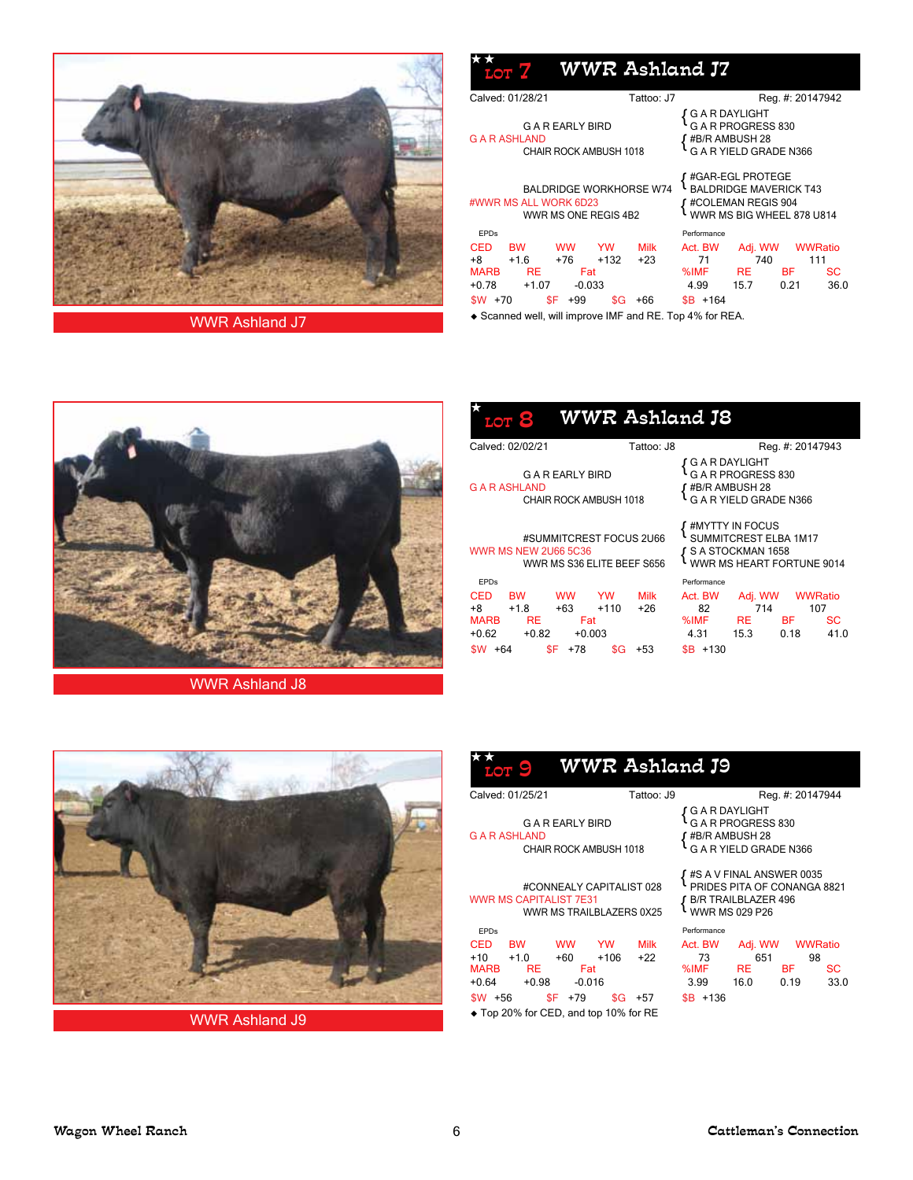WWR Ashland J7

## ★★ LOT 7 WWR Ashland J7

Calved: 01/28/21 | Tattoo: J7 | Reg. #: 20147942

**Sire:** G A R ASHLAND
- G A R EARLY BIRD
  - G A R DAYLIGHT
  - G A R PROGRESS 830
- CHAIR ROCK AMBUSH 1018
  - #B/R AMBUSH 28
  - G A R YIELD GRADE N366

**Dam:** #WWR MS ALL WORK 6D23
- BALDRIDGE WORKHORSE W74
  - #GAR-EGL PROTEGE
  - BALDRIDGE MAVERICK T43
- WWR MS ONE REGIS 4B2
  - #COLEMAN REGIS 904
  - WWR MS BIG WHEEL 878 U814

EPDs

| CED | BW | WW | YW | Milk |
|---|---|---|---|---|
| +8 | +1.6 | +76 | +132 | +23 |

| MARB | RE | Fat |
|---|---|---|
| +0.78 | +1.07 | -0.033 |

$W +70 | $F +99 | $G +66 | $B +164

Performance

| Act. BW | Adj. WW | WWRatio |
|---|---|---|
| 71 | 740 | 111 |

| %IMF | RE | BF | SC |
|---|---|---|---|
| 4.99 | 15.7 | 0.21 | 36.0 |

◆ Scanned well, will improve IMF and RE. Top 4% for REA.

WWR Ashland J8

## ★ LOT 8 WWR Ashland J8

Calved: 02/02/21 | Tattoo: J8 | Reg. #: 20147943

**Sire:** G A R ASHLAND
- G A R EARLY BIRD
  - G A R DAYLIGHT
  - G A R PROGRESS 830
- CHAIR ROCK AMBUSH 1018
  - #B/R AMBUSH 28
  - G A R YIELD GRADE N366

**Dam:** WWR MS NEW 2U66 5C36
- #SUMMITCREST FOCUS 2U66
  - #MYTTY IN FOCUS
  - SUMMITCREST ELBA 1M17
- WWR MS S36 ELITE BEEF S656
  - S A STOCKMAN 1658
  - WWR MS HEART FORTUNE 9014

EPDs

| CED | BW | WW | YW | Milk |
|---|---|---|---|---|
| +8 | +1.8 | +63 | +110 | +26 |

| MARB | RE | Fat |
|---|---|---|
| +0.62 | +0.82 | +0.003 |

$W +64 | $F +78 | $G +53 | $B +130

Performance

| Act. BW | Adj. WW | WWRatio |
|---|---|---|
| 82 | 714 | 107 |

| %IMF | RE | BF | SC |
|---|---|---|---|
| 4.31 | 15.3 | 0.18 | 41.0 |

WWR Ashland J9

## ★★ LOT 9 WWR Ashland J9

Calved: 01/25/21 | Tattoo: J9 | Reg. #: 20147944

**Sire:** G A R ASHLAND
- G A R EARLY BIRD
  - G A R DAYLIGHT
  - G A R PROGRESS 830
- CHAIR ROCK AMBUSH 1018
  - #B/R AMBUSH 28
  - G A R YIELD GRADE N366

**Dam:** WWR MS CAPITALIST 7E31
- #CONNEALY CAPITALIST 028
  - #S A V FINAL ANSWER 0035
  - PRIDES PITA OF CONANGA 8821
- WWR MS TRAILBLAZERS 0X25
  - B/R TRAILBLAZER 496
  - WWR MS 029 P26

EPDs

| CED | BW | WW | YW | Milk |
|---|---|---|---|---|
| +10 | +1.0 | +60 | +106 | +22 |

| MARB | RE | Fat |
|---|---|---|
| +0.64 | +0.98 | -0.016 |

$W +56 | $F +79 | $G +57 | $B +136

Performance

| Act. BW | Adj. WW | WWRatio |
|---|---|---|
| 73 | 651 | 98 |

| %IMF | RE | BF | SC |
|---|---|---|---|
| 3.99 | 16.0 | 0.19 | 33.0 |

◆ Top 20% for CED, and top 10% for RE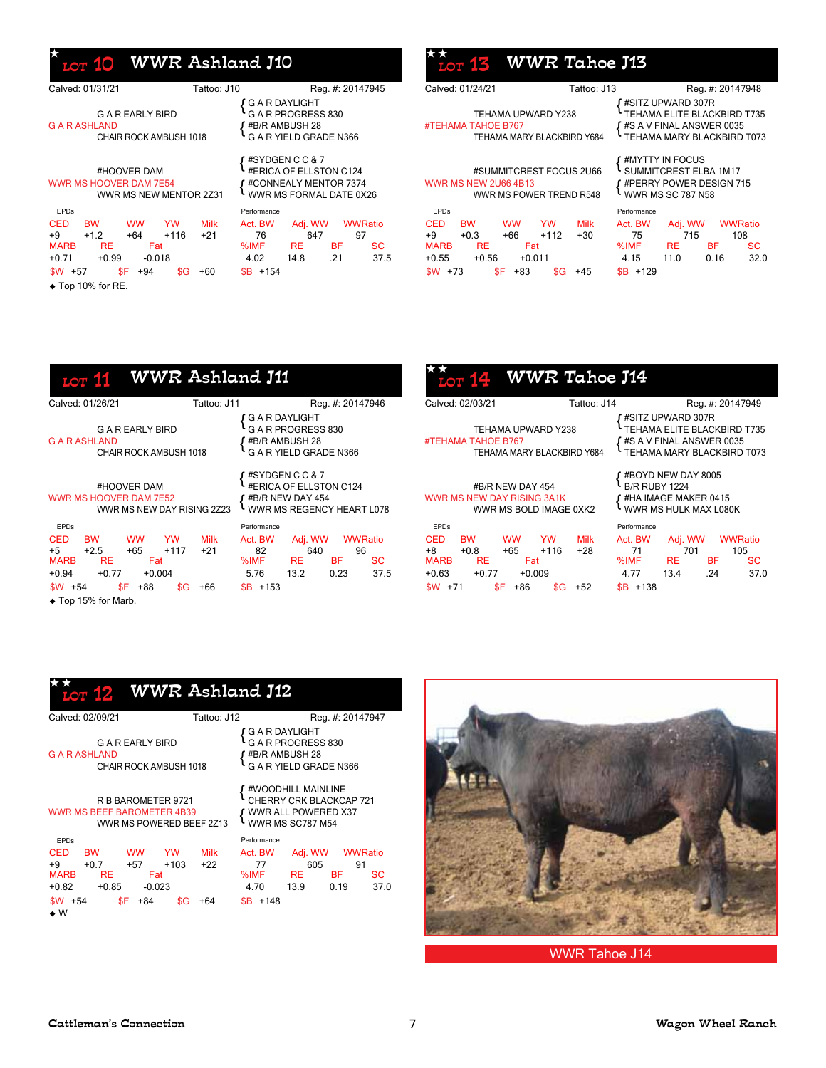## ★ LOT 10 WWR Ashland J10

Calved: 01/31/21 | Tattoo: J10 | Reg. #: 20147945

**Pedigree:**

- Sire: G A R ASHLAND
  - G A R EARLY BIRD
    - G A R DAYLIGHT
    - G A R PROGRESS 830
  - CHAIR ROCK AMBUSH 1018
    - #B/R AMBUSH 28
    - G A R YIELD GRADE N366
- Dam: WWR MS HOOVER DAM 7E54
  - #HOOVER DAM
    - #SYDGEN C C & 7
    - #ERICA OF ELLSTON C124
  - WWR MS NEW MENTOR 2Z31
    - #CONNEALY MENTOR 7374
    - WWR MS FORMAL DATE 0X26

| EPDs | | | | | Performance | | | |
|---|---|---|---|---|---|---|---|---|
| CED | BW | WW | YW | Milk | Act. BW | Adj. WW | WWRatio | |
| +9 | +1.2 | +64 | +116 | +21 | 76 | 647 | 97 | |
| MARB | RE | Fat | | | %IMF | RE | BF | SC |
| +0.71 | +0.99 | -0.018 | | | 4.02 | 14.8 | .21 | 37.5 |
| $W +57 | $F +94 | $G +60 | | | $B +154 | | | |

◆ Top 10% for RE.

## LOT 11 WWR Ashland J11

Calved: 01/26/21 | Tattoo: J11 | Reg. #: 20147946

**Pedigree:**

- Sire: G A R ASHLAND
  - G A R EARLY BIRD
    - G A R DAYLIGHT
    - G A R PROGRESS 830
  - CHAIR ROCK AMBUSH 1018
    - #B/R AMBUSH 28
    - G A R YIELD GRADE N366
- Dam: WWR MS HOOVER DAM 7E52
  - #HOOVER DAM
    - #SYDGEN C C & 7
    - #ERICA OF ELLSTON C124
  - WWR MS NEW DAY RISING 2Z23
    - #B/R NEW DAY 454
    - WWR MS REGENCY HEART L078

| EPDs | | | | | Performance | | | |
|---|---|---|---|---|---|---|---|---|
| CED | BW | WW | YW | Milk | Act. BW | Adj. WW | WWRatio | |
| +5 | +2.5 | +65 | +117 | +21 | 82 | 640 | 96 | |
| MARB | RE | Fat | | | %IMF | RE | BF | SC |
| +0.94 | +0.77 | +0.004 | | | 5.76 | 13.2 | 0.23 | 37.5 |
| $W +54 | $F +88 | $G +66 | | | $B +153 | | | |

◆ Top 15% for Marb.

## ★★ LOT 12 WWR Ashland J12

Calved: 02/09/21 | Tattoo: J12 | Reg. #: 20147947

**Pedigree:**

- Sire: G A R ASHLAND
  - G A R EARLY BIRD
    - G A R DAYLIGHT
    - G A R PROGRESS 830
  - CHAIR ROCK AMBUSH 1018
    - #B/R AMBUSH 28
    - G A R YIELD GRADE N366
- Dam: WWR MS BEEF BAROMETER 4B39
  - R B BAROMETER 9721
    - #WOODHILL MAINLINE
    - CHERRY CRK BLACKCAP 721
  - WWR MS POWERED BEEF 2Z13
    - WWR ALL POWERED X37
    - WWR MS SC787 M54

| EPDs | | | | | Performance | | | |
|---|---|---|---|---|---|---|---|---|
| CED | BW | WW | YW | Milk | Act. BW | Adj. WW | WWRatio | |
| +9 | +0.7 | +57 | +103 | +22 | 77 | 605 | 91 | |
| MARB | RE | Fat | | | %IMF | RE | BF | SC |
| +0.82 | +0.85 | -0.023 | | | 4.70 | 13.9 | 0.19 | 37.0 |
| $W +54 | $F +84 | $G +64 | | | $B +148 | | | |

◆ W

## ★★ LOT 13 WWR Tahoe J13

Calved: 01/24/21 | Tattoo: J13 | Reg. #: 20147948

**Pedigree:**

- Sire: #TEHAMA TAHOE B767
  - TEHAMA UPWARD Y238
    - #SITZ UPWARD 307R
    - TEHAMA ELITE BLACKBIRD T735
  - TEHAMA MARY BLACKBIRD Y684
    - #S A V FINAL ANSWER 0035
    - TEHAMA MARY BLACKBIRD T073
- Dam: WWR MS NEW 2U66 4B13
  - #SUMMITCREST FOCUS 2U66
    - #MYTTY IN FOCUS
    - SUMMITCREST ELBA 1M17
  - WWR MS POWER TREND R548
    - #PERRY POWER DESIGN 715
    - WWR MS SC 787 N58

| EPDs | | | | | Performance | | | |
|---|---|---|---|---|---|---|---|---|
| CED | BW | WW | YW | Milk | Act. BW | Adj. WW | WWRatio | |
| +9 | +0.3 | +66 | +112 | +30 | 75 | 715 | 108 | |
| MARB | RE | Fat | | | %IMF | RE | BF | SC |
| +0.55 | +0.56 | +0.011 | | | 4.15 | 11.0 | 0.16 | 32.0 |
| $W +73 | $F +83 | $G +45 | | | $B +129 | | | |

## ★★ LOT 14 WWR Tahoe J14

Calved: 02/03/21 | Tattoo: J14 | Reg. #: 20147949

**Pedigree:**

- Sire: #TEHAMA TAHOE B767
  - TEHAMA UPWARD Y238
    - #SITZ UPWARD 307R
    - TEHAMA ELITE BLACKBIRD T735
  - TEHAMA MARY BLACKBIRD Y684
    - #S A V FINAL ANSWER 0035
    - TEHAMA MARY BLACKBIRD T073
- Dam: WWR MS NEW DAY RISING 3A1K
  - #B/R NEW DAY 454
    - #BOYD NEW DAY 8005
    - B/R RUBY 1224
  - WWR MS BOLD IMAGE 0XK2
    - #HA IMAGE MAKER 0415
    - WWR MS HULK MAX L080K

| EPDs | | | | | Performance | | | |
|---|---|---|---|---|---|---|---|---|
| CED | BW | WW | YW | Milk | Act. BW | Adj. WW | WWRatio | |
| +8 | +0.8 | +65 | +116 | +28 | 71 | 701 | 105 | |
| MARB | RE | Fat | | | %IMF | RE | BF | SC |
| +0.63 | +0.77 | +0.009 | | | 4.77 | 13.4 | .24 | 37.0 |
| $W +71 | $F +86 | $G +52 | | | $B +138 | | | |

WWR Tahoe J14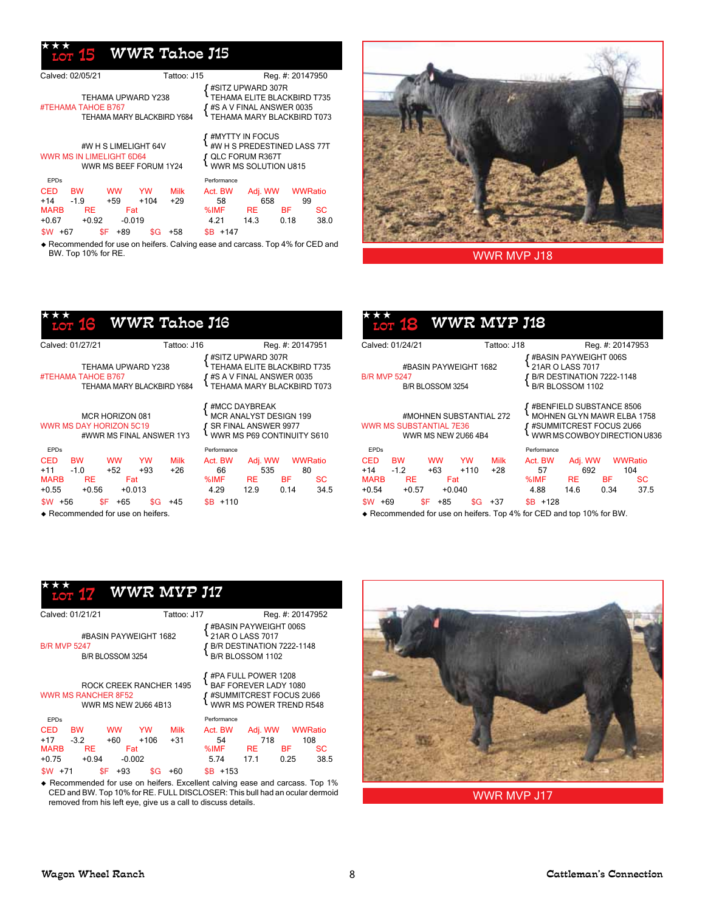## ★★★ LOT 15 WWR Tahoe J15

Calved: 02/05/21 | Tattoo: J15 | Reg. #: 20147950

**Pedigree**

- Sire: #TEHAMA TAHOE B767
  - TEHAMA UPWARD Y238
    - #SITZ UPWARD 307R
    - TEHAMA ELITE BLACKBIRD T735
  - TEHAMA MARY BLACKBIRD Y684
    - #S A V FINAL ANSWER 0035
    - TEHAMA MARY BLACKBIRD T073
- Dam: WWR MS IN LIMELIGHT 6D64
  - #W H S LIMELIGHT 64V
    - #MYTTY IN FOCUS
    - #W H S PREDESTINED LASS 77T
  - WWR MS BEEF FORUM 1Y24
    - QLC FORUM R367T
    - WWR MS SOLUTION U815

| EPDs | | | | | Performance | | | |
|---|---|---|---|---|---|---|---|---|
| CED | BW | WW | YW | Milk | Act. BW | Adj. WW | WWRatio | |
| +14 | -1.9 | +59 | +104 | +29 | 58 | 658 | 99 | |
| MARB | RE | Fat | | | %IMF | RE | BF | SC |
| +0.67 | +0.92 | -0.019 | | | 4.21 | 14.3 | 0.18 | 38.0 |
| $W +67 | $F +89 | $G +58 | | | $B +147 | | | |

◆ Recommended for use on heifers. Calving ease and carcass. Top 4% for CED and BW. Top 10% for RE.

WWR MVP J18

## ★★★ LOT 16 WWR Tahoe J16

Calved: 01/27/21 | Tattoo: J16 | Reg. #: 20147951

**Pedigree**

- Sire: #TEHAMA TAHOE B767
  - TEHAMA UPWARD Y238
    - #SITZ UPWARD 307R
    - TEHAMA ELITE BLACKBIRD T735
  - TEHAMA MARY BLACKBIRD Y684
    - #S A V FINAL ANSWER 0035
    - TEHAMA MARY BLACKBIRD T073
- Dam: WWR MS DAY HORIZON 5C19
  - MCR HORIZON 081
    - #MCC DAYBREAK
    - MCR ANALYST DESIGN 199
  - #WWR MS FINAL ANSWER 1Y3
    - SR FINAL ANSWER 9977
    - WWR MS P69 CONTINUITY S610

| EPDs | | | | | Performance | | | |
|---|---|---|---|---|---|---|---|---|
| CED | BW | WW | YW | Milk | Act. BW | Adj. WW | WWRatio | |
| +11 | -1.0 | +52 | +93 | +26 | 66 | 535 | 80 | |
| MARB | RE | Fat | | | %IMF | RE | BF | SC |
| +0.55 | +0.56 | +0.013 | | | 4.29 | 12.9 | 0.14 | 34.5 |
| $W +56 | $F +65 | $G +45 | | | $B +110 | | | |

◆ Recommended for use on heifers.

## ★★★ LOT 18 WWR MVP J18

Calved: 01/24/21 | Tattoo: J18 | Reg. #: 20147953

**Pedigree**

- Sire: B/R MVP 5247
  - #BASIN PAYWEIGHT 1682
    - #BASIN PAYWEIGHT 006S
    - 21AR O LASS 7017
  - B/R BLOSSOM 3254
    - B/R DESTINATION 7222-1148
    - B/R BLOSSOM 1102
- Dam: WWR MS SUBSTANTIAL 7E36
  - #MOHNEN SUBSTANTIAL 272
    - #BENFIELD SUBSTANCE 8506
    - MOHNEN GLYN MAWR ELBA 1758
  - WWR MS NEW 2U66 4B4
    - #SUMMITCREST FOCUS 2U66
    - WWR MS COWBOY DIRECTION U836

| EPDs | | | | | Performance | | | |
|---|---|---|---|---|---|---|---|---|
| CED | BW | WW | YW | Milk | Act. BW | Adj. WW | WWRatio | |
| +14 | -1.2 | +63 | +110 | +28 | 57 | 692 | 104 | |
| MARB | RE | Fat | | | %IMF | RE | BF | SC |
| +0.54 | +0.57 | +0.040 | | | 4.88 | 14.6 | 0.34 | 37.5 |
| $W +69 | $F +85 | $G +37 | | | $B +128 | | | |

◆ Recommended for use on heifers. Top 4% for CED and top 10% for BW.

## ★★★ LOT 17 WWR MVP J17

Calved: 01/21/21 | Tattoo: J17 | Reg. #: 20147952

**Pedigree**

- Sire: B/R MVP 5247
  - #BASIN PAYWEIGHT 1682
    - #BASIN PAYWEIGHT 006S
    - 21AR O LASS 7017
  - B/R BLOSSOM 3254
    - B/R DESTINATION 7222-1148
    - B/R BLOSSOM 1102
- Dam: WWR MS RANCHER 8F52
  - ROCK CREEK RANCHER 1495
    - #PA FULL POWER 1208
    - BAF FOREVER LADY 1080
  - WWR MS NEW 2U66 4B13
    - #SUMMITCREST FOCUS 2U66
    - WWR MS POWER TREND R548

| EPDs | | | | | Performance | | | |
|---|---|---|---|---|---|---|---|---|
| CED | BW | WW | YW | Milk | Act. BW | Adj. WW | WWRatio | |
| +17 | -3.2 | +60 | +106 | +31 | 54 | 718 | 108 | |
| MARB | RE | Fat | | | %IMF | RE | BF | SC |
| +0.75 | +0.94 | -0.002 | | | 5.74 | 17.1 | 0.25 | 38.5 |
| $W +71 | $F +93 | $G +60 | | | $B +153 | | | |

◆ Recommended for use on heifers. Excellent calving ease and carcass. Top 1% CED and BW. Top 10% for RE. FULL DISCLOSER: This bull had an ocular dermoid removed from his left eye, give us a call to discuss details.

WWR MVP J17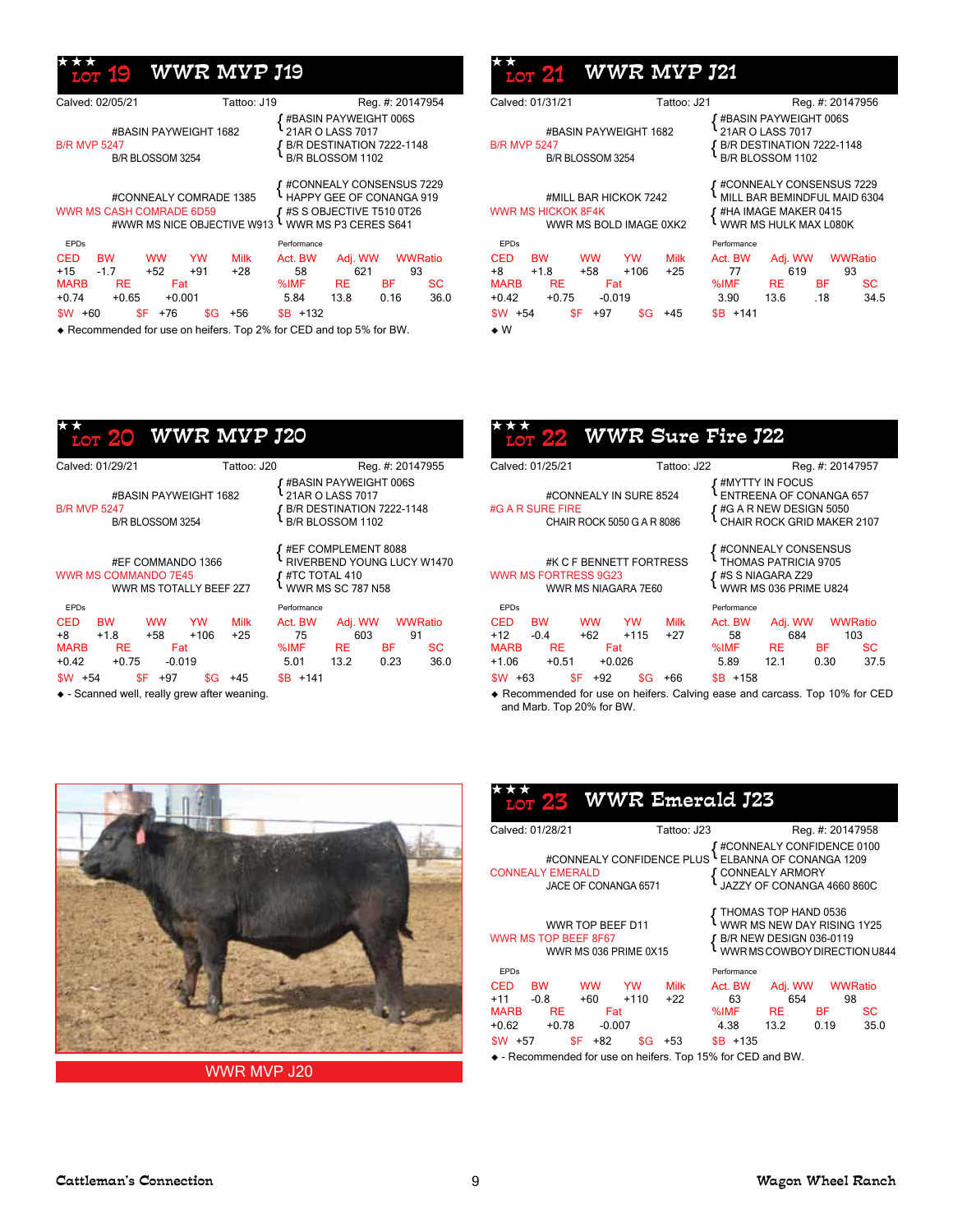## ★★★ LOT 19 WWR MVP J19

Calved: 02/05/21 Tattoo: J19 Reg. #: 20147954

B/R MVP 5247
- #BASIN PAYWEIGHT 1682
  - #BASIN PAYWEIGHT 006S
  - 21AR O LASS 7017
- B/R BLOSSOM 3254
  - B/R DESTINATION 7222-1148
  - B/R BLOSSOM 1102

WWR MS CASH COMRADE 6D59
- #CONNEALY COMRADE 1385
  - #CONNEALY CONSENSUS 7229
  - HAPPY GEE OF CONANGA 919
- #WWR MS NICE OBJECTIVE W913
  - #S S OBJECTIVE T510 0T26
  - WWR MS P3 CERES S641

| EPDs | | | | | Performance | | |
|---|---|---|---|---|---|---|---|
| CED | BW | WW | YW | Milk | Act. BW | Adj. WW | WWRatio |
| +15 | -1.7 | +52 | +91 | +28 | 58 | 621 | 93 |
| MARB | RE | Fat | | | %IMF | RE | BF | SC |
| +0.74 | +0.65 | +0.001 | | | 5.84 | 13.8 | 0.16 | 36.0 |

$W +60 $F +76 $G +56 $B +132

◆ Recommended for use on heifers. Top 2% for CED and top 5% for BW.

## ★★ LOT 21 WWR MVP J21

Calved: 01/31/21 Tattoo: J21 Reg. #: 20147956

B/R MVP 5247
- #BASIN PAYWEIGHT 1682
  - #BASIN PAYWEIGHT 006S
  - 21AR O LASS 7017
- B/R BLOSSOM 3254
  - B/R DESTINATION 7222-1148
  - B/R BLOSSOM 1102

WWR MS HICKOK 8F4K
- #MILL BAR HICKOK 7242
  - #CONNEALY CONSENSUS 7229
  - MILL BAR BEMINDFUL MAID 6304
- WWR MS BOLD IMAGE 0XK2
  - #HA IMAGE MAKER 0415
  - WWR MS HULK MAX L080K

| EPDs | | | | | Performance | | |
|---|---|---|---|---|---|---|---|
| CED | BW | WW | YW | Milk | Act. BW | Adj. WW | WWRatio |
| +8 | +1.8 | +58 | +106 | +25 | 77 | 619 | 93 |
| MARB | RE | Fat | | | %IMF | RE | BF | SC |
| +0.42 | +0.75 | -0.019 | | | 3.90 | 13.6 | .18 | 34.5 |

$W +54 $F +97 $G +45 $B +141

◆ W

## ★★ LOT 20 WWR MVP J20

Calved: 01/29/21 Tattoo: J20 Reg. #: 20147955

B/R MVP 5247
- #BASIN PAYWEIGHT 1682
  - #BASIN PAYWEIGHT 006S
  - 21AR O LASS 7017
- B/R BLOSSOM 3254
  - B/R DESTINATION 7222-1148
  - B/R BLOSSOM 1102

WWR MS COMMANDO 7E45
- #EF COMMANDO 1366
  - #EF COMPLEMENT 8088
  - RIVERBEND YOUNG LUCY W1470
- WWR MS TOTALLY BEEF 2Z7
  - #TC TOTAL 410
  - WWR MS SC 787 N58

| EPDs | | | | | Performance | | |
|---|---|---|---|---|---|---|---|
| CED | BW | WW | YW | Milk | Act. BW | Adj. WW | WWRatio |
| +8 | +1.8 | +58 | +106 | +25 | 75 | 603 | 91 |
| MARB | RE | Fat | | | %IMF | RE | BF | SC |
| +0.42 | +0.75 | -0.019 | | | 5.01 | 13.2 | 0.23 | 36.0 |

$W +54 $F +97 $G +45 $B +141

◆ - Scanned well, really grew after weaning.

## ★★★ LOT 22 WWR Sure Fire J22

Calved: 01/25/21 Tattoo: J22 Reg. #: 20147957

#G A R SURE FIRE
- #CONNEALY IN SURE 8524
  - #MYTTY IN FOCUS
  - ENTREENA OF CONANGA 657
- CHAIR ROCK 5050 G A R 8086
  - #G A R NEW DESIGN 5050
  - CHAIR ROCK GRID MAKER 2107

WWR MS FORTRESS 9G23
- #K C F BENNETT FORTRESS
  - #CONNEALY CONSENSUS
  - THOMAS PATRICIA 9705
- WWR MS NIAGARA 7E60
  - #S S NIAGARA Z29
  - WWR MS 036 PRIME U824

| EPDs | | | | | Performance | | |
|---|---|---|---|---|---|---|---|
| CED | BW | WW | YW | Milk | Act. BW | Adj. WW | WWRatio |
| +12 | -0.4 | +62 | +115 | +27 | 58 | 684 | 103 |
| MARB | RE | Fat | | | %IMF | RE | BF | SC |
| +1.06 | +0.51 | +0.026 | | | 5.89 | 12.1 | 0.30 | 37.5 |

$W +63 $F +92 $G +66 $B +158

◆ Recommended for use on heifers. Calving ease and carcass. Top 10% for CED and Marb. Top 20% for BW.

WWR MVP J20

## ★★★ LOT 23 WWR Emerald J23

Calved: 01/28/21 Tattoo: J23 Reg. #: 20147958

CONNEALY EMERALD
- #CONNEALY CONFIDENCE PLUS
  - #CONNEALY CONFIDENCE 0100
  - ELBANNA OF CONANGA 1209
- JACE OF CONANGA 6571
  - CONNEALY ARMORY
  - JAZZY OF CONANGA 4660 860C

WWR MS TOP BEEF 8F67
- WWR TOP BEEF D11
  - THOMAS TOP HAND 0536
  - WWR MS NEW DAY RISING 1Y25
- WWR MS 036 PRIME 0X15
  - B/R NEW DESIGN 036-0119
  - WWR MS COWBOY DIRECTION U844

| EPDs | | | | | Performance | | |
|---|---|---|---|---|---|---|---|
| CED | BW | WW | YW | Milk | Act. BW | Adj. WW | WWRatio |
| +11 | -0.8 | +60 | +110 | +22 | 63 | 654 | 98 |
| MARB | RE | Fat | | | %IMF | RE | BF | SC |
| +0.62 | +0.78 | -0.007 | | | 4.38 | 13.2 | 0.19 | 35.0 |

$W +57 $F +82 $G +53 $B +135

◆ - Recommended for use on heifers. Top 15% for CED and BW.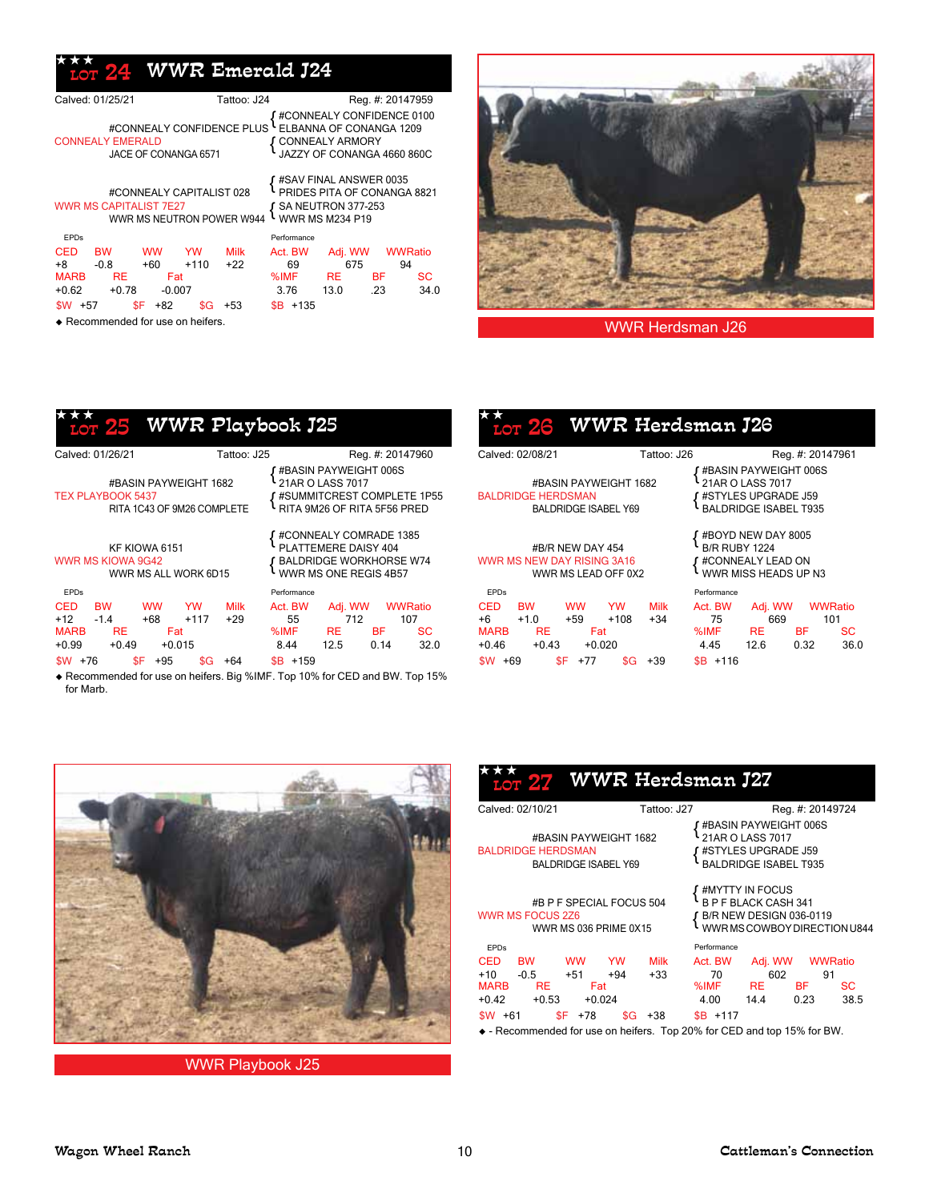## ★★★ LOT 24 WWR Emerald J24

Calved: 01/25/21 | Tattoo: J24 | Reg. #: 20147959

**Pedigree**

- Sire: CONNEALY EMERALD
  - #CONNEALY CONFIDENCE PLUS
    - #CONNEALY CONFIDENCE 0100
    - ELBANNA OF CONANGA 1209
  - JACE OF CONANGA 6571
    - CONNEALY ARMORY
    - JAZZY OF CONANGA 4660 860C
- Dam: WWR MS CAPITALIST 7E27
  - #CONNEALY CAPITALIST 028
    - #SAV FINAL ANSWER 0035
    - PRIDES PITA OF CONANGA 8821
  - WWR MS NEUTRON POWER W944
    - SA NEUTRON 377-253
    - WWR MS M234 P19

| EPDs | | | | | Performance | | | |
|---|---|---|---|---|---|---|---|---|
| CED | BW | WW | YW | Milk | Act. BW | Adj. WW | WWRatio | |
| +8 | -0.8 | +60 | +110 | +22 | 69 | 675 | 94 | |
| MARB | RE | Fat | | | %IMF | RE | BF | SC |
| +0.62 | +0.78 | -0.007 | | | 3.76 | 13.0 | .23 | 34.0 |
| $W +57 | $F +82 | $G +53 | | | $B +135 | | | |

◆ Recommended for use on heifers.

WWR Herdsman J26

## ★★★ LOT 25 WWR Playbook J25

Calved: 01/26/21 | Tattoo: J25 | Reg. #: 20147960

**Pedigree**

- Sire: TEX PLAYBOOK 5437
  - #BASIN PAYWEIGHT 1682
    - #BASIN PAYWEIGHT 006S
    - 21AR O LASS 7017
  - RITA 1C43 OF 9M26 COMPLETE
    - #SUMMITCREST COMPLETE 1P55
    - RITA 9M26 OF RITA 5F56 PRED
- Dam: WWR MS KIOWA 9G42
  - KF KIOWA 6151
    - #CONNEALY COMRADE 1385
    - PLATTEMERE DAISY 404
  - WWR MS ALL WORK 6D15
    - BALDRIDGE WORKHORSE W74
    - WWR MS ONE REGIS 4B57

| EPDs | | | | | Performance | | | |
|---|---|---|---|---|---|---|---|---|
| CED | BW | WW | YW | Milk | Act. BW | Adj. WW | WWRatio | |
| +12 | -1.4 | +68 | +117 | +29 | 55 | 712 | 107 | |
| MARB | RE | Fat | | | %IMF | RE | BF | SC |
| +0.99 | +0.49 | +0.015 | | | 8.44 | 12.5 | 0.14 | 32.0 |
| $W +76 | $F +95 | $G +64 | | | $B +159 | | | |

◆ Recommended for use on heifers. Big %IMF. Top 10% for CED and BW. Top 15% for Marb.

## ★★ LOT 26 WWR Herdsman J26

Calved: 02/08/21 | Tattoo: J26 | Reg. #: 20147961

**Pedigree**

- Sire: BALDRIDGE HERDSMAN
  - #BASIN PAYWEIGHT 1682
    - #BASIN PAYWEIGHT 006S
    - 21AR O LASS 7017
  - BALDRIDGE ISABEL Y69
    - #STYLES UPGRADE J59
    - BALDRIDGE ISABEL T935
- Dam: WWR MS NEW DAY RISING 3A16
  - #B/R NEW DAY 454
    - #BOYD NEW DAY 8005
    - B/R RUBY 1224
  - WWR MS LEAD OFF 0X2
    - #CONNEALY LEAD ON
    - WWR MISS HEADS UP N3

| EPDs | | | | | Performance | | | |
|---|---|---|---|---|---|---|---|---|
| CED | BW | WW | YW | Milk | Act. BW | Adj. WW | WWRatio | |
| +6 | +1.0 | +59 | +108 | +34 | 75 | 669 | 101 | |
| MARB | RE | Fat | | | %IMF | RE | BF | SC |
| +0.46 | +0.43 | +0.020 | | | 4.45 | 12.6 | 0.32 | 36.0 |
| $W +69 | $F +77 | $G +39 | | | $B +116 | | | |

WWR Playbook J25

## ★★★ LOT 27 WWR Herdsman J27

Calved: 02/10/21 | Tattoo: J27 | Reg. #: 20149724

**Pedigree**

- Sire: BALDRIDGE HERDSMAN
  - #BASIN PAYWEIGHT 1682
    - #BASIN PAYWEIGHT 006S
    - 21AR O LASS 7017
  - BALDRIDGE ISABEL Y69
    - #STYLES UPGRADE J59
    - BALDRIDGE ISABEL T935
- Dam: WWR MS FOCUS 2Z6
  - #B P F SPECIAL FOCUS 504
    - #MYTTY IN FOCUS
    - B P F BLACK CASH 341
  - WWR MS 036 PRIME 0X15
    - B/R NEW DESIGN 036-0119
    - WWR MS COWBOY DIRECTION U844

| EPDs | | | | | Performance | | | |
|---|---|---|---|---|---|---|---|---|
| CED | BW | WW | YW | Milk | Act. BW | Adj. WW | WWRatio | |
| +10 | -0.5 | +51 | +94 | +33 | 70 | 602 | 91 | |
| MARB | RE | Fat | | | %IMF | RE | BF | SC |
| +0.42 | +0.53 | +0.024 | | | 4.00 | 14.4 | 0.23 | 38.5 |
| $W +61 | $F +78 | $G +38 | | | $B +117 | | | |

◆ - Recommended for use on heifers. Top 20% for CED and top 15% for BW.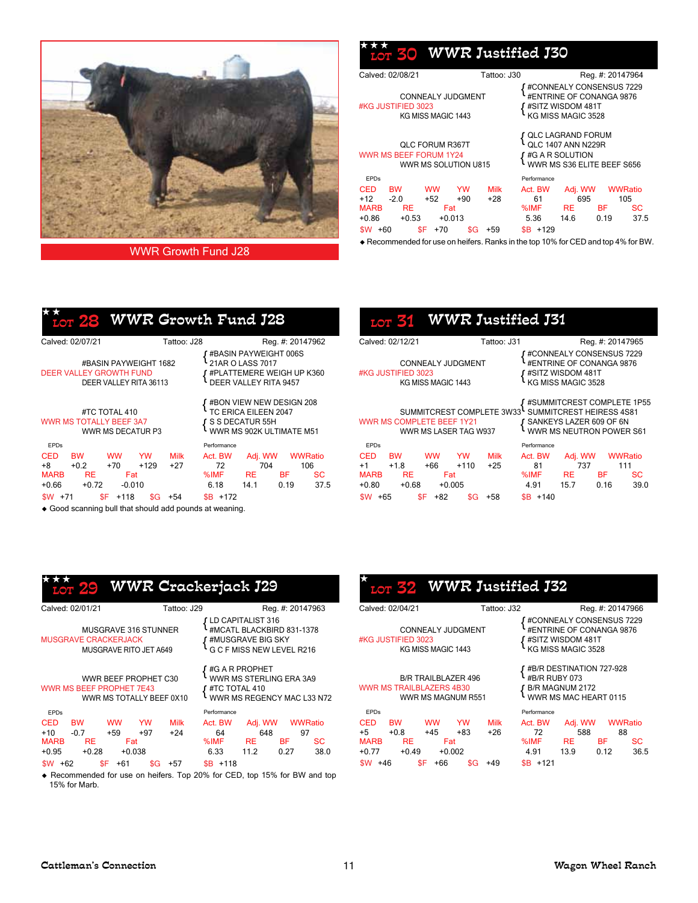WWR Growth Fund J28

## ★★★ LOT 30 WWR Justified J30

Calved: 02/08/21 | Tattoo: J30 | Reg. #: 20147964

- Sire: #KG JUSTIFIED 3023
  - CONNEALY JUDGMENT
    - #CONNEALY CONSENSUS 7229
    - #ENTRINE OF CONANGA 9876
  - KG MISS MAGIC 1443
    - #SITZ WISDOM 481T
    - KG MISS MAGIC 3528
- Dam: WWR MS BEEF FORUM 1Y24
  - QLC FORUM R367T
    - QLC LAGRAND FORUM
    - QLC 1407 ANN N229R
  - WWR MS SOLUTION U815
    - #G A R SOLUTION
    - WWR MS S36 ELITE BEEF S656

| EPDs | | | | | Performance | | |
|---|---|---|---|---|---|---|---|
| CED | BW | WW | YW | Milk | Act. BW | Adj. WW | WWRatio |
| +12 | -2.0 | +52 | +90 | +28 | 61 | 695 | 105 |
| MARB | RE | Fat | | | %IMF | RE | BF | SC |
| +0.86 | +0.53 | +0.013 | | | 5.36 | 14.6 | 0.19 | 37.5 |
| $W +60 | $F +70 | $G +59 | | | $B +129 | | |

◆ Recommended for use on heifers. Ranks in the top 10% for CED and top 4% for BW.

## ★★ LOT 28 WWR Growth Fund J28

Calved: 02/07/21 | Tattoo: J28 | Reg. #: 20147962

- Sire: DEER VALLEY GROWTH FUND
  - #BASIN PAYWEIGHT 1682
    - #BASIN PAYWEIGHT 006S
    - 21AR O LASS 7017
  - DEER VALLEY RITA 36113
    - #PLATTEMERE WEIGH UP K360
    - DEER VALLEY RITA 9457
- Dam: WWR MS TOTALLY BEEF 3A7
  - #TC TOTAL 410
    - #BON VIEW NEW DESIGN 208
    - TC ERICA EILEEN 2047
  - WWR MS DECATUR P3
    - S S DECATUR 55H
    - WWR MS 902K ULTIMATE M51

| EPDs | | | | | Performance | | |
|---|---|---|---|---|---|---|---|
| CED | BW | WW | YW | Milk | Act. BW | Adj. WW | WWRatio |
| +8 | +0.2 | +70 | +129 | +27 | 72 | 704 | 106 |
| MARB | RE | Fat | | | %IMF | RE | BF | SC |
| +0.66 | +0.72 | -0.010 | | | 6.18 | 14.1 | 0.19 | 37.5 |
| $W +71 | $F +118 | $G +54 | | | $B +172 | | |

◆ Good scanning bull that should add pounds at weaning.

## LOT 31 WWR Justified J31

Calved: 02/12/21 | Tattoo: J31 | Reg. #: 20147965

- Sire: #KG JUSTIFIED 3023
  - CONNEALY JUDGMENT
    - #CONNEALY CONSENSUS 7229
    - #ENTRINE OF CONANGA 9876
  - KG MISS MAGIC 1443
    - #SITZ WISDOM 481T
    - KG MISS MAGIC 3528
- Dam: WWR MS COMPLETE BEEF 1Y21
  - SUMMITCREST COMPLETE 3W33
    - #SUMMITCREST COMPLETE 1P55
    - SUMMITCREST HEIRESS 4S81
  - WWR MS LASER TAG W937
    - SANKEYS LAZER 609 OF 6N
    - WWR MS NEUTRON POWER S61

| EPDs | | | | | Performance | | |
|---|---|---|---|---|---|---|---|
| CED | BW | WW | YW | Milk | Act. BW | Adj. WW | WWRatio |
| +1 | +1.8 | +66 | +110 | +25 | 81 | 737 | 111 |
| MARB | RE | Fat | | | %IMF | RE | BF | SC |
| +0.80 | +0.68 | +0.005 | | | 4.91 | 15.7 | 0.16 | 39.0 |
| $W +65 | $F +82 | $G +58 | | | $B +140 | | |

## ★★★ LOT 29 WWR Crackerjack J29

Calved: 02/01/21 | Tattoo: J29 | Reg. #: 20147963

- Sire: MUSGRAVE CRACKERJACK
  - MUSGRAVE 316 STUNNER
    - LD CAPITALIST 316
    - #MCATL BLACKBIRD 831-1378
  - MUSGRAVE RITO JET A649
    - #MUSGRAVE BIG SKY
    - G C F MISS NEW LEVEL R216
- Dam: WWR MS BEEF PROPHET 7E43
  - WWR BEEF PROPHET C30
    - #G A R PROPHET
    - WWR MS STERLING ERA 3A9
  - WWR MS TOTALLY BEEF 0X10
    - #TC TOTAL 410
    - WWR MS REGENCY MAC L33 N72

| EPDs | | | | | Performance | | |
|---|---|---|---|---|---|---|---|
| CED | BW | WW | YW | Milk | Act. BW | Adj. WW | WWRatio |
| +10 | -0.7 | +59 | +97 | +24 | 64 | 648 | 97 |
| MARB | RE | Fat | | | %IMF | RE | BF | SC |
| +0.95 | +0.28 | +0.038 | | | 6.33 | 11.2 | 0.27 | 38.0 |
| $W +62 | $F +61 | $G +57 | | | $B +118 | | |

◆ Recommended for use on heifers. Top 20% for CED, top 15% for BW and top 15% for Marb.

## ★ LOT 32 WWR Justified J32

Calved: 02/04/21 | Tattoo: J32 | Reg. #: 20147966

- Sire: #KG JUSTIFIED 3023
  - CONNEALY JUDGMENT
    - #CONNEALY CONSENSUS 7229
    - #ENTRINE OF CONANGA 9876
  - KG MISS MAGIC 1443
    - #SITZ WISDOM 481T
    - KG MISS MAGIC 3528
- Dam: WWR MS TRAILBLAZERS 4B30
  - B/R TRAILBLAZER 496
    - #B/R DESTINATION 727-928
    - #B/R RUBY 073
  - WWR MS MAGNUM R551
    - B/R MAGNUM 2172
    - WWR MS MAC HEART 0115

| EPDs | | | | | Performance | | |
|---|---|---|---|---|---|---|---|
| CED | BW | WW | YW | Milk | Act. BW | Adj. WW | WWRatio |
| +5 | +0.8 | +45 | +83 | +26 | 72 | 588 | 88 |
| MARB | RE | Fat | | | %IMF | RE | BF | SC |
| +0.77 | +0.49 | +0.002 | | | 4.91 | 13.9 | 0.12 | 36.5 |
| $W +46 | $F +66 | $G +49 | | | $B +121 | | |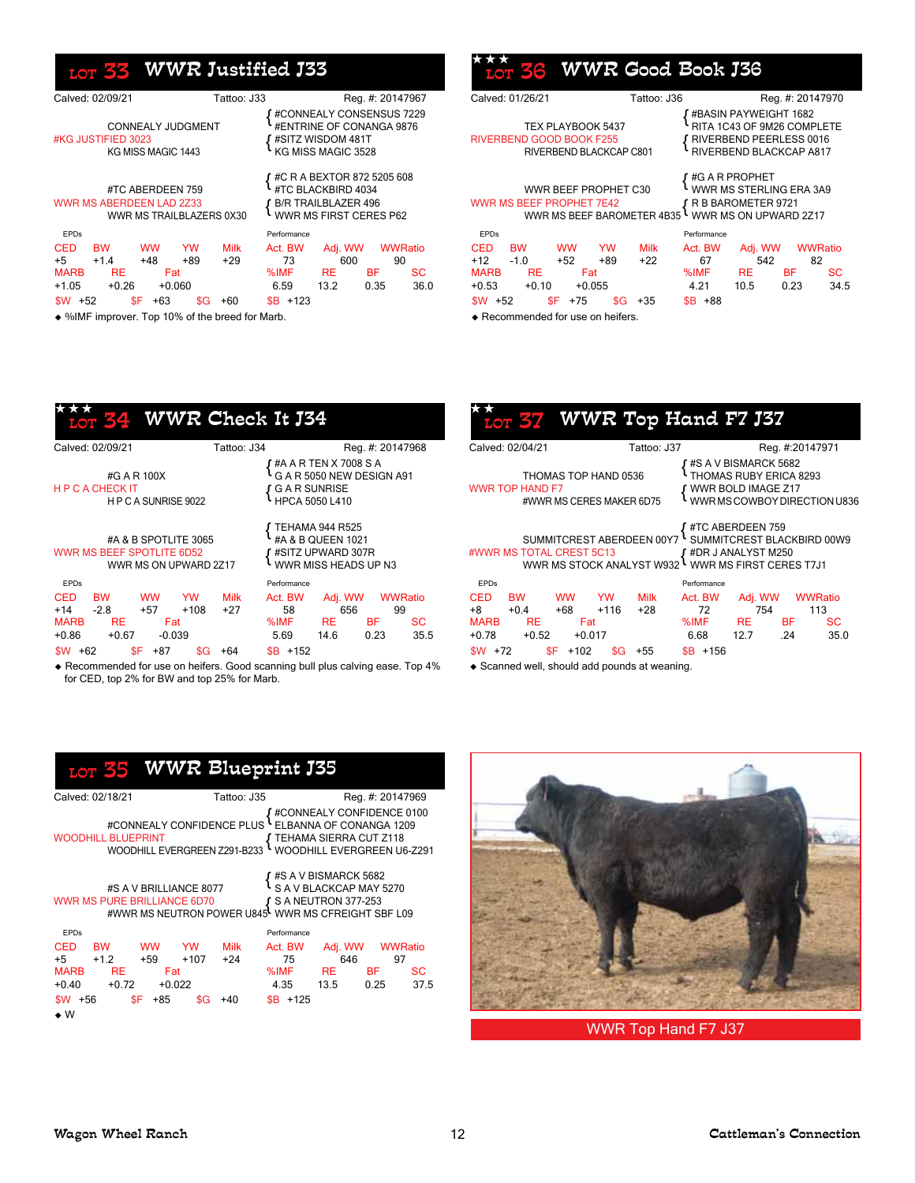## LOT 33 WWR Justified J33

Calved: 02/09/21 | Tattoo: J33 | Reg. #: 20147967

**Pedigree:**
- Sire: #KG JUSTIFIED 3023
  - CONNEALY JUDGMENT
    - #CONNEALY CONSENSUS 7229
    - #ENTRINE OF CONANGA 9876
  - KG MISS MAGIC 1443
    - #SITZ WISDOM 481T
    - KG MISS MAGIC 3528
- Dam: WWR MS ABERDEEN LAD 2Z33
  - #TC ABERDEEN 759
    - #C R A BEXTOR 872 5205 608
    - #TC BLACKBIRD 4034
  - WWR MS TRAILBLAZERS 0X30
    - B/R TRAILBLAZER 496
    - WWR MS FIRST CERES P62

| CED | BW | WW | YW | Milk |
|---|---|---|---|---|
| +5 | +1.4 | +48 | +89 | +29 |

| MARB | RE | Fat |
|---|---|---|
| +1.05 | +0.26 | +0.060 |

| $W | $F | $G | $B |
|---|---|---|---|
| +52 | +63 | +60 | +123 |

| Act. BW | Adj. WW | WWRatio |
|---|---|---|
| 73 | 600 | 90 |

| %IMF | RE | BF | SC |
|---|---|---|---|
| 6.59 | 13.2 | 0.35 | 36.0 |

◆ %IMF improver. Top 10% of the breed for Marb.

## ★★★ LOT 34 WWR Check It J34

Calved: 02/09/21 | Tattoo: J34 | Reg. #: 20147968

**Pedigree:**
- Sire: H P C A CHECK IT
  - #G A R 100X
    - #A A R TEN X 7008 S A
    - G A R 5050 NEW DESIGN A91
  - H P C A SUNRISE 9022
    - G A R SUNRISE
    - HPCA 5050 L410
- Dam: WWR MS BEEF SPOTLITE 6D52
  - #A & B SPOTLITE 3065
    - TEHAMA 944 R525
    - #A & B QUEEN 1021
  - WWR MS ON UPWARD 2Z17
    - #SITZ UPWARD 307R
    - WWR MISS HEADS UP N3

| CED | BW | WW | YW | Milk |
|---|---|---|---|---|
| +14 | -2.8 | +57 | +108 | +27 |

| MARB | RE | Fat |
|---|---|---|
| +0.86 | +0.67 | -0.039 |

| $W | $F | $G | $B |
|---|---|---|---|
| +62 | +87 | +64 | +152 |

| Act. BW | Adj. WW | WWRatio |
|---|---|---|
| 58 | 656 | 99 |

| %IMF | RE | BF | SC |
|---|---|---|---|
| 5.69 | 14.6 | 0.23 | 35.5 |

◆ Recommended for use on heifers. Good scanning bull plus calving ease. Top 4% for CED, top 2% for BW and top 25% for Marb.

## LOT 35 WWR Blueprint J35

Calved: 02/18/21 | Tattoo: J35 | Reg. #: 20147969

**Pedigree:**
- Sire: WOODHILL BLUEPRINT
  - #CONNEALY CONFIDENCE PLUS
    - #CONNEALY CONFIDENCE 0100
    - ELBANNA OF CONANGA 1209
  - WOODHILL EVERGREEN Z291-B233
    - TEHAMA SIERRA CUT Z118
    - WOODHILL EVERGREEN U6-Z291
- Dam: WWR MS PURE BRILLIANCE 6D70
  - #S A V BRILLIANCE 8077
    - #S A V BISMARCK 5682
    - S A V BLACKCAP MAY 5270
  - #WWR MS NEUTRON POWER U845
    - S A NEUTRON 377-253
    - WWR MS CFREIGHT SBF L09

| CED | BW | WW | YW | Milk |
|---|---|---|---|---|
| +5 | +1.2 | +59 | +107 | +24 |

| MARB | RE | Fat |
|---|---|---|
| +0.40 | +0.72 | +0.022 |

| $W | $F | $G | $B |
|---|---|---|---|
| +56 | +85 | +40 | +125 |

| Act. BW | Adj. WW | WWRatio |
|---|---|---|
| 75 | 646 | 97 |

| %IMF | RE | BF | SC |
|---|---|---|---|
| 4.35 | 13.5 | 0.25 | 37.5 |

◆ W

## ★★★ LOT 36 WWR Good Book J36

Calved: 01/26/21 | Tattoo: J36 | Reg. #: 20147970

**Pedigree:**
- Sire: RIVERBEND GOOD BOOK F255
  - TEX PLAYBOOK 5437
    - #BASIN PAYWEIGHT 1682
    - RITA 1C43 OF 9M26 COMPLETE
  - RIVERBEND BLACKCAP C801
    - RIVERBEND PEERLESS 0016
    - RIVERBEND BLACKCAP A817
- Dam: WWR MS BEEF PROPHET 7E42
  - WWR BEEF PROPHET C30
    - #G A R PROPHET
    - WWR MS STERLING ERA 3A9
  - WWR MS BEEF BAROMETER 4B35
    - R B BAROMETER 9721
    - WWR MS ON UPWARD 2Z17

| CED | BW | WW | YW | Milk |
|---|---|---|---|---|
| +12 | -1.0 | +52 | +89 | +22 |

| MARB | RE | Fat |
|---|---|---|
| +0.53 | +0.10 | +0.055 |

| $W | $F | $G | $B |
|---|---|---|---|
| +52 | +75 | +35 | +88 |

| Act. BW | Adj. WW | WWRatio |
|---|---|---|
| 67 | 542 | 82 |

| %IMF | RE | BF | SC |
|---|---|---|---|
| 4.21 | 10.5 | 0.23 | 34.5 |

◆ Recommended for use on heifers.

## ★★ LOT 37 WWR Top Hand F7 J37

Calved: 02/04/21 | Tattoo: J37 | Reg. #:20147971

**Pedigree:**
- Sire: WWR TOP HAND F7
  - THOMAS TOP HAND 0536
    - #S A V BISMARCK 5682
    - THOMAS RUBY ERICA 8293
  - #WWR MS CERES MAKER 6D75
    - WWR BOLD IMAGE Z17
    - WWR MS COWBOY DIRECTION U836
- Dam: #WWR MS TOTAL CREST 5C13
  - SUMMITCREST ABERDEEN 00Y7
    - #TC ABERDEEN 759
    - SUMMITCREST BLACKBIRD 00W9
  - WWR MS STOCK ANALYST W932
    - #DR J ANALYST M250
    - WWR MS FIRST CERES T7J1

| CED | BW | WW | YW | Milk |
|---|---|---|---|---|
| +8 | +0.4 | +68 | +116 | +28 |

| MARB | RE | Fat |
|---|---|---|
| +0.78 | +0.52 | +0.017 |

| $W | $F | $G | $B |
|---|---|---|---|
| +72 | +102 | +55 | +156 |

| Act. BW | Adj. WW | WWRatio |
|---|---|---|
| 72 | 754 | 113 |

| %IMF | RE | BF | SC |
|---|---|---|---|
| 6.68 | 12.7 | .24 | 35.0 |

◆ Scanned well, should add pounds at weaning.

WWR Top Hand F7 J37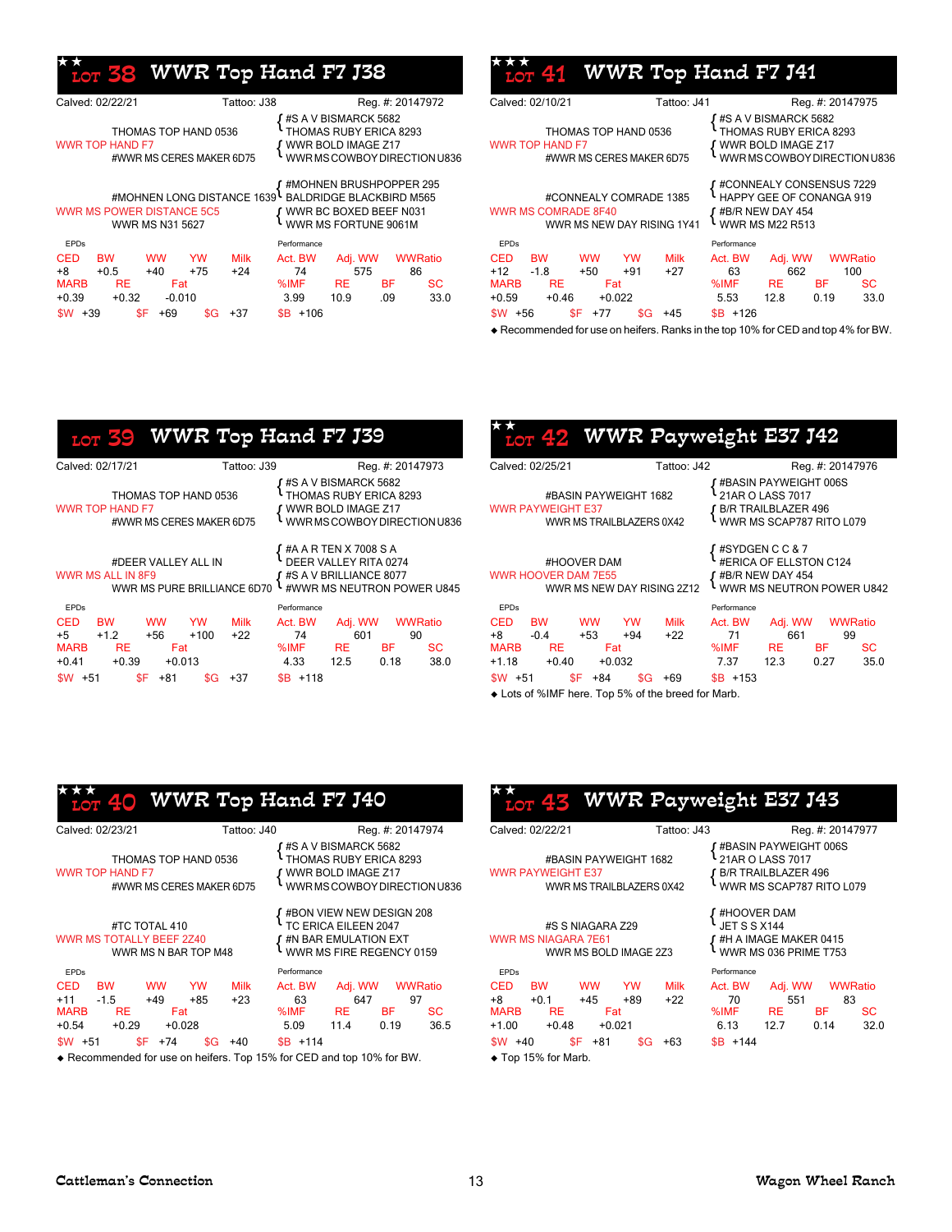## ★★ LOT 38 WWR Top Hand F7 J38

Calved: 02/22/21 | Tattoo: J38 | Reg. #: 20147972

WWR TOP HAND F7
- THOMAS TOP HAND 0536
  - #S A V BISMARCK 5682
  - THOMAS RUBY ERICA 8293
- #WWR MS CERES MAKER 6D75
  - WWR BOLD IMAGE Z17
  - WWR MS COWBOY DIRECTION U836

WWR MS POWER DISTANCE 5C5
- #MOHNEN LONG DISTANCE 1639
  - #MOHNEN BRUSHPOPPER 295
  - BALDRIDGE BLACKBIRD M565
- WWR MS N31 5627
  - WWR BC BOXED BEEF N031
  - WWR MS FORTUNE 9061M

| EPDs | | | | | Performance | | | |
|---|---|---|---|---|---|---|---|---|
| CED | BW | WW | YW | Milk | Act. BW | Adj. WW | WWRatio | |
| +8 | +0.5 | +40 | +75 | +24 | 74 | 575 | 86 | |
| MARB | RE | Fat | | | %IMF | RE | BF | SC |
| +0.39 | +0.32 | -0.010 | | | 3.99 | 10.9 | .09 | 33.0 |
| $W +39 | $F +69 | $G +37 | | | $B +106 | | | |

## ★★★ LOT 41 WWR Top Hand F7 J41

Calved: 02/10/21 | Tattoo: J41 | Reg. #: 20147975

WWR TOP HAND F7
- THOMAS TOP HAND 0536
  - #S A V BISMARCK 5682
  - THOMAS RUBY ERICA 8293
- #WWR MS CERES MAKER 6D75
  - WWR BOLD IMAGE Z17
  - WWR MS COWBOY DIRECTION U836

WWR MS COMRADE 8F40
- #CONNEALY COMRADE 1385
  - #CONNEALY CONSENSUS 7229
  - HAPPY GEE OF CONANGA 919
- WWR MS NEW DAY RISING 1Y41
  - #B/R NEW DAY 454
  - WWR MS M22 R513

| EPDs | | | | | Performance | | | |
|---|---|---|---|---|---|---|---|---|
| CED | BW | WW | YW | Milk | Act. BW | Adj. WW | WWRatio | |
| +12 | -1.8 | +50 | +91 | +27 | 63 | 662 | 100 | |
| MARB | RE | Fat | | | %IMF | RE | BF | SC |
| +0.59 | +0.46 | +0.022 | | | 5.53 | 12.8 | 0.19 | 33.0 |
| $W +56 | $F +77 | $G +45 | | | $B +126 | | | |

◆ Recommended for use on heifers. Ranks in the top 10% for CED and top 4% for BW.

## LOT 39 WWR Top Hand F7 J39

Calved: 02/17/21 | Tattoo: J39 | Reg. #: 20147973

WWR TOP HAND F7
- THOMAS TOP HAND 0536
  - #S A V BISMARCK 5682
  - THOMAS RUBY ERICA 8293
- #WWR MS CERES MAKER 6D75
  - WWR BOLD IMAGE Z17
  - WWR MS COWBOY DIRECTION U836

WWR MS ALL IN 8F9
- #DEER VALLEY ALL IN
  - #A A R TEN X 7008 S A
  - DEER VALLEY RITA 0274
- WWR MS PURE BRILLIANCE 6D70
  - #S A V BRILLIANCE 8077
  - #WWR MS NEUTRON POWER U845

| EPDs | | | | | Performance | | | |
|---|---|---|---|---|---|---|---|---|
| CED | BW | WW | YW | Milk | Act. BW | Adj. WW | WWRatio | |
| +5 | +1.2 | +56 | +100 | +22 | 74 | 601 | 90 | |
| MARB | RE | Fat | | | %IMF | RE | BF | SC |
| +0.41 | +0.39 | +0.013 | | | 4.33 | 12.5 | 0.18 | 38.0 |
| $W +51 | $F +81 | $G +37 | | | $B +118 | | | |

## ★★ LOT 42 WWR Payweight E37 J42

Calved: 02/25/21 | Tattoo: J42 | Reg. #: 20147976

WWR PAYWEIGHT E37
- #BASIN PAYWEIGHT 1682
  - #BASIN PAYWEIGHT 006S
  - 21AR O LASS 7017
- WWR MS TRAILBLAZERS 0X42
  - B/R TRAILBLAZER 496
  - WWR MS SCAP787 RITO L079

WWR HOOVER DAM 7E55
- #HOOVER DAM
  - #SYDGEN C C & 7
  - #ERICA OF ELLSTON C124
- WWR MS NEW DAY RISING 2Z12
  - #B/R NEW DAY 454
  - WWR MS NEUTRON POWER U842

| EPDs | | | | | Performance | | | |
|---|---|---|---|---|---|---|---|---|
| CED | BW | WW | YW | Milk | Act. BW | Adj. WW | WWRatio | |
| +8 | -0.4 | +53 | +94 | +22 | 71 | 661 | 99 | |
| MARB | RE | Fat | | | %IMF | RE | BF | SC |
| +1.18 | +0.40 | +0.032 | | | 7.37 | 12.3 | 0.27 | 35.0 |
| $W +51 | $F +84 | $G +69 | | | $B +153 | | | |

◆ Lots of %IMF here. Top 5% of the breed for Marb.

## ★★★ LOT 40 WWR Top Hand F7 J40

Calved: 02/23/21 | Tattoo: J40 | Reg. #: 20147974

WWR TOP HAND F7
- THOMAS TOP HAND 0536
  - #S A V BISMARCK 5682
  - THOMAS RUBY ERICA 8293
- #WWR MS CERES MAKER 6D75
  - WWR BOLD IMAGE Z17
  - WWR MS COWBOY DIRECTION U836

WWR MS TOTALLY BEEF 2Z40
- #TC TOTAL 410
  - #BON VIEW NEW DESIGN 208
  - TC ERICA EILEEN 2047
- WWR MS N BAR TOP M48
  - #N BAR EMULATION EXT
  - WWR MS FIRE REGENCY 0159

| EPDs | | | | | Performance | | | |
|---|---|---|---|---|---|---|---|---|
| CED | BW | WW | YW | Milk | Act. BW | Adj. WW | WWRatio | |
| +11 | -1.5 | +49 | +85 | +23 | 63 | 647 | 97 | |
| MARB | RE | Fat | | | %IMF | RE | BF | SC |
| +0.54 | +0.29 | +0.028 | | | 5.09 | 11.4 | 0.19 | 36.5 |
| $W +51 | $F +74 | $G +40 | | | $B +114 | | | |

◆ Recommended for use on heifers. Top 15% for CED and top 10% for BW.

## ★★ LOT 43 WWR Payweight E37 J43

Calved: 02/22/21 | Tattoo: J43 | Reg. #: 20147977

WWR PAYWEIGHT E37
- #BASIN PAYWEIGHT 1682
  - #BASIN PAYWEIGHT 006S
  - 21AR O LASS 7017
- WWR MS TRAILBLAZERS 0X42
  - B/R TRAILBLAZER 496
  - WWR MS SCAP787 RITO L079

WWR MS NIAGARA 7E61
- #S S NIAGARA Z29
  - #HOOVER DAM
  - JET S S X144
- WWR MS BOLD IMAGE 2Z3
  - #H A IMAGE MAKER 0415
  - WWR MS 036 PRIME T753

| EPDs | | | | | Performance | | | |
|---|---|---|---|---|---|---|---|---|
| CED | BW | WW | YW | Milk | Act. BW | Adj. WW | WWRatio | |
| +8 | +0.1 | +45 | +89 | +22 | 70 | 551 | 83 | |
| MARB | RE | Fat | | | %IMF | RE | BF | SC |
| +1.00 | +0.48 | +0.021 | | | 6.13 | 12.7 | 0.14 | 32.0 |
| $W +40 | $F +81 | $G +63 | | | $B +144 | | | |

◆ Top 15% for Marb.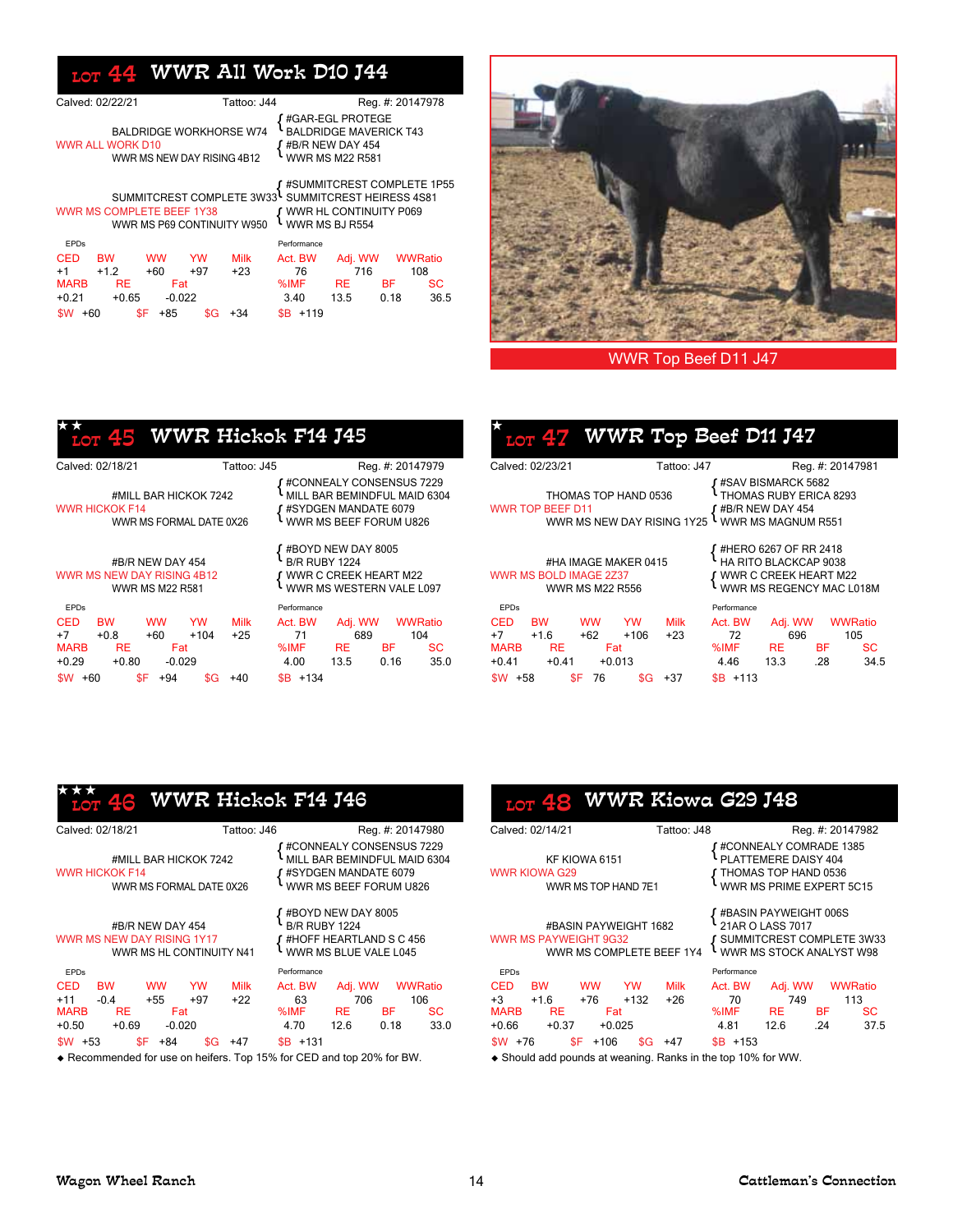## Lot 44 WWR All Work D10 J44

Calved: 02/22/21 | Tattoo: J44 | Reg. #: 20147978

- WWR ALL WORK D10
  - BALDRIDGE WORKHORSE W74
    - #GAR-EGL PROTEGE
    - BALDRIDGE MAVERICK T43
  - WWR MS NEW DAY RISING 4B12
    - #B/R NEW DAY 454
    - WWR MS M22 R581
- WWR MS COMPLETE BEEF 1Y38
  - SUMMITCREST COMPLETE 3W33
    - #SUMMITCREST COMPLETE 1P55
    - SUMMITCREST HEIRESS 4S81
  - WWR MS P69 CONTINUITY W950
    - WWR HL CONTINUITY P069
    - WWR MS BJ R554

| EPDs | | | | | Performance | | | |
|---|---|---|---|---|---|---|---|---|
| CED | BW | WW | YW | Milk | Act. BW | Adj. WW | WWRatio | |
| +1 | +1.2 | +60 | +97 | +23 | 76 | 716 | 108 | |
| MARB | RE | Fat | | | %IMF | RE | BF | SC |
| +0.21 | +0.65 | -0.022 | | | 3.40 | 13.5 | 0.18 | 36.5 |
| $W +60 | $F +85 | $G +34 | | | $B +119 | | | |

WWR Top Beef D11 J47

## ★★ Lot 45 WWR Hickok F14 J45

Calved: 02/18/21 | Tattoo: J45 | Reg. #: 20147979

- WWR HICKOK F14
  - #MILL BAR HICKOK 7242
    - #CONNEALY CONSENSUS 7229
    - MILL BAR BEMINDFUL MAID 6304
  - WWR MS FORMAL DATE 0X26
    - #SYDGEN MANDATE 6079
    - WWR MS BEEF FORUM U826
- WWR MS NEW DAY RISING 4B12
  - #B/R NEW DAY 454
    - #BOYD NEW DAY 8005
    - B/R RUBY 1224
  - WWR MS M22 R581
    - WWR C CREEK HEART M22
    - WWR MS WESTERN VALE L097

| EPDs | | | | | Performance | | | |
|---|---|---|---|---|---|---|---|---|
| CED | BW | WW | YW | Milk | Act. BW | Adj. WW | WWRatio | |
| +7 | +0.8 | +60 | +104 | +25 | 71 | 689 | 104 | |
| MARB | RE | Fat | | | %IMF | RE | BF | SC |
| +0.29 | +0.80 | -0.029 | | | 4.00 | 13.5 | 0.16 | 35.0 |
| $W +60 | $F +94 | $G +40 | | | $B +134 | | | |

## ★ Lot 47 WWR Top Beef D11 J47

Calved: 02/23/21 | Tattoo: J47 | Reg. #: 20147981

- WWR TOP BEEF D11
  - THOMAS TOP HAND 0536
    - #SAV BISMARCK 5682
    - THOMAS RUBY ERICA 8293
  - WWR MS NEW DAY RISING 1Y25
    - #B/R NEW DAY 454
    - WWR MS MAGNUM R551
- WWR MS BOLD IMAGE 2Z37
  - #HA IMAGE MAKER 0415
    - #HERO 6267 OF RR 2418
    - HA RITO BLACKCAP 9038
  - WWR MS M22 R556
    - WWR C CREEK HEART M22
    - WWR MS REGENCY MAC L018M

| EPDs | | | | | Performance | | | |
|---|---|---|---|---|---|---|---|---|
| CED | BW | WW | YW | Milk | Act. BW | Adj. WW | WWRatio | |
| +7 | +1.6 | +62 | +106 | +23 | 72 | 696 | 105 | |
| MARB | RE | Fat | | | %IMF | RE | BF | SC |
| +0.41 | +0.41 | +0.013 | | | 4.46 | 13.3 | .28 | 34.5 |
| $W +58 | $F 76 | $G +37 | | | $B +113 | | | |

## ★★★ Lot 46 WWR Hickok F14 J46

Calved: 02/18/21 | Tattoo: J46 | Reg. #: 20147980

- WWR HICKOK F14
  - #MILL BAR HICKOK 7242
    - #CONNEALY CONSENSUS 7229
    - MILL BAR BEMINDFUL MAID 6304
  - WWR MS FORMAL DATE 0X26
    - #SYDGEN MANDATE 6079
    - WWR MS BEEF FORUM U826
- WWR MS NEW DAY RISING 1Y17
  - #B/R NEW DAY 454
    - #BOYD NEW DAY 8005
    - B/R RUBY 1224
  - WWR MS HL CONTINUITY N41
    - #HOFF HEARTLAND S C 456
    - WWR MS BLUE VALE L045

| EPDs | | | | | Performance | | | |
|---|---|---|---|---|---|---|---|---|
| CED | BW | WW | YW | Milk | Act. BW | Adj. WW | WWRatio | |
| +11 | -0.4 | +55 | +97 | +22 | 63 | 706 | 106 | |
| MARB | RE | Fat | | | %IMF | RE | BF | SC |
| +0.50 | +0.69 | -0.020 | | | 4.70 | 12.6 | 0.18 | 33.0 |
| $W +53 | $F +84 | $G +47 | | | $B +131 | | | |

◆ Recommended for use on heifers. Top 15% for CED and top 20% for BW.

## Lot 48 WWR Kiowa G29 J48

Calved: 02/14/21 | Tattoo: J48 | Reg. #: 20147982

- WWR KIOWA G29
  - KF KIOWA 6151
    - #CONNEALY COMRADE 1385
    - PLATTEMERE DAISY 404
  - WWR MS TOP HAND 7E1
    - THOMAS TOP HAND 0536
    - WWR MS PRIME EXPERT 5C15
- WWR MS PAYWEIGHT 9G32
  - #BASIN PAYWEIGHT 1682
    - #BASIN PAYWEIGHT 006S
    - 21AR O LASS 7017
  - WWR MS COMPLETE BEEF 1Y4
    - SUMMITCREST COMPLETE 3W33
    - WWR MS STOCK ANALYST W98

| EPDs | | | | | Performance | | | |
|---|---|---|---|---|---|---|---|---|
| CED | BW | WW | YW | Milk | Act. BW | Adj. WW | WWRatio | |
| +3 | +1.6 | +76 | +132 | +26 | 70 | 749 | 113 | |
| MARB | RE | Fat | | | %IMF | RE | BF | SC |
| +0.66 | +0.37 | +0.025 | | | 4.81 | 12.6 | .24 | 37.5 |
| $W +76 | $F +106 | $G +47 | | | $B +153 | | | |

◆ Should add pounds at weaning. Ranks in the top 10% for WW.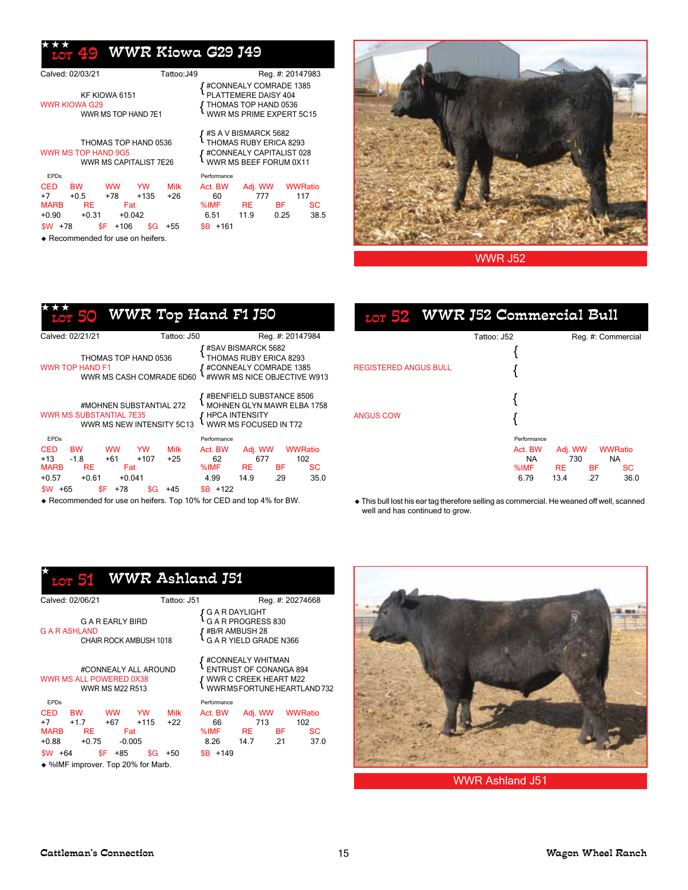## ★★★ LOT 49 WWR Kiowa G29 J49

Calved: 02/03/21 | Tattoo: J49 | Reg. #: 20147983

**Pedigree**

- Sire: WWR KIOWA G29
  - KF KIOWA 6151
    - #CONNEALY COMRADE 1385
    - PLATTEMERE DAISY 404
  - WWR MS TOP HAND 7E1
    - THOMAS TOP HAND 0536
    - WWR MS PRIME EXPERT 5C15
- Dam: WWR MS TOP HAND 9G5
  - THOMAS TOP HAND 0536
    - #S A V BISMARCK 5682
    - THOMAS RUBY ERICA 8293
  - WWR MS CAPITALIST 7E26
    - #CONNEALY CAPITALIST 028
    - WWR MS BEEF FORUM 0X11

**EPDs**

| CED | BW | WW | YW | Milk |
|---|---|---|---|---|
| +7 | +0.5 | +78 | +135 | +26 |

| MARB | RE | Fat |
|---|---|---|
| +0.90 | +0.31 | +0.042 |

$W +78 | $F +106 | $G +55

**Performance**

| Act. BW | Adj. WW | WWRatio |
|---|---|---|
| 60 | 777 | 117 |

| %IMF | RE | BF | SC |
|---|---|---|---|
| 6.51 | 11.9 | 0.25 | 38.5 |

$B +161

◆ Recommended for use on heifers.

WWR J52

## ★★★ LOT 50 WWR Top Hand F1 J50

Calved: 02/21/21 | Tattoo: J50 | Reg. #: 20147984

**Pedigree**

- Sire: WWR TOP HAND F1
  - THOMAS TOP HAND 0536
    - #SAV BISMARCK 5682
    - THOMAS RUBY ERICA 8293
  - WWR MS CASH COMRADE 6D60
    - #CONNEALY COMRADE 1385
    - #WWR MS NICE OBJECTIVE W913
- Dam: WWR MS SUBSTANTIAL 7E35
  - #MOHNEN SUBSTANTIAL 272
    - #BENFIELD SUBSTANCE 8506
    - MOHNEN GLYN MAWR ELBA 1758
  - WWR MS NEW INTENSITY 5C13
    - HPCA INTENSITY
    - WWR MS FOCUSED IN T72

**EPDs**

| CED | BW | WW | YW | Milk |
|---|---|---|---|---|
| +13 | -1.8 | +61 | +107 | +25 |

| MARB | RE | Fat |
|---|---|---|
| +0.57 | +0.61 | +0.041 |

$W +65 | $F +78 | $G +45

**Performance**

| Act. BW | Adj. WW | WWRatio |
|---|---|---|
| 62 | 677 | 102 |

| %IMF | RE | BF | SC |
|---|---|---|---|
| 4.99 | 14.9 | .29 | 35.0 |

$B +122

◆ Recommended for use on heifers. Top 10% for CED and top 4% for BW.

## LOT 52 WWR J52 Commercial Bull

Tattoo: J52 | Reg. #: Commercial

**Pedigree**

- Sire: REGISTERED ANGUS BULL
- Dam: ANGUS COW

**Performance**

| Act. BW | Adj. WW | WWRatio |
|---|---|---|
| NA | 730 | NA |

| %IMF | RE | BF | SC |
|---|---|---|---|
| 6.79 | 13.4 | .27 | 36.0 |

◆ This bull lost his ear tag therefore selling as commercial. He weaned off well, scanned well and has continued to grow.

## ★ LOT 51 WWR Ashland J51

Calved: 02/06/21 | Tattoo: J51 | Reg. #: 20274668

**Pedigree**

- Sire: G A R ASHLAND
  - G A R EARLY BIRD
    - G A R DAYLIGHT
    - G A R PROGRESS 830
  - CHAIR ROCK AMBUSH 1018
    - #B/R AMBUSH 28
    - G A R YIELD GRADE N366
- Dam: WWR MS ALL POWERED 0X38
  - #CONNEALY ALL AROUND
    - #CONNEALY WHITMAN
    - ENTRUST OF CONANGA 894
  - WWR MS M22 R513
    - WWR C CREEK HEART M22
    - WWR MS FORTUNE HEARTLAND 732

**EPDs**

| CED | BW | WW | YW | Milk |
|---|---|---|---|---|
| +7 | +1.7 | +67 | +115 | +22 |

| MARB | RE | Fat |
|---|---|---|
| +0.88 | +0.75 | -0.005 |

$W +64 | $F +85 | $G +50

**Performance**

| Act. BW | Adj. WW | WWRatio |
|---|---|---|
| 66 | 713 | 102 |

| %IMF | RE | BF | SC |
|---|---|---|---|
| 8.26 | 14.7 | .21 | 37.0 |

$B +149

◆ %IMF improver. Top 20% for Marb.

WWR Ashland J51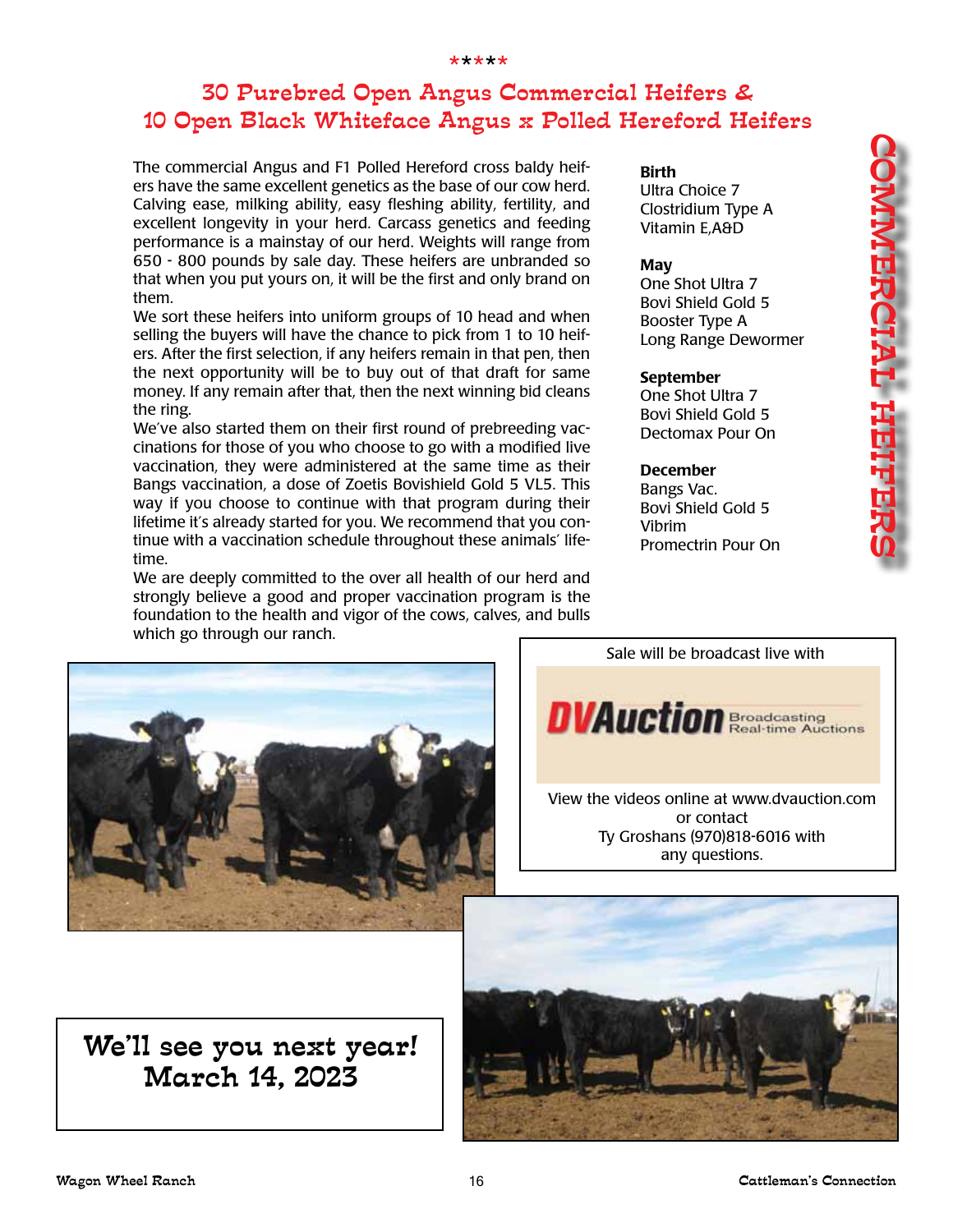\*\*\*\*\*

# 30 Purebred Open Angus Commercial Heifers & 10 Open Black Whiteface Angus x Polled Hereford Heifers

The commercial Angus and F1 Polled Hereford cross baldy heifers have the same excellent genetics as the base of our cow herd. Calving ease, milking ability, easy fleshing ability, fertility, and excellent longevity in your herd. Carcass genetics and feeding performance is a mainstay of our herd. Weights will range from 650 - 800 pounds by sale day. These heifers are unbranded so that when you put yours on, it will be the first and only brand on them.

We sort these heifers into uniform groups of 10 head and when selling the buyers will have the chance to pick from 1 to 10 heifers. After the first selection, if any heifers remain in that pen, then the next opportunity will be to buy out of that draft for same money. If any remain after that, then the next winning bid cleans the ring.

We've also started them on their first round of prebreeding vaccinations for those of you who choose to go with a modified live vaccination, they were administered at the same time as their Bangs vaccination, a dose of Zoetis Bovishield Gold 5 VL5. This way if you choose to continue with that program during their lifetime it's already started for you. We recommend that you continue with a vaccination schedule throughout these animals' lifetime.

We are deeply committed to the over all health of our herd and strongly believe a good and proper vaccination program is the foundation to the health and vigor of the cows, calves, and bulls which go through our ranch.

**Birth**
Ultra Choice 7
Clostridium Type A
Vitamin E,A&D

**May**
One Shot Ultra 7
Bovi Shield Gold 5
Booster Type A
Long Range Dewormer

**September**
One Shot Ultra 7
Bovi Shield Gold 5
Dectomax Pour On

**December**
Bangs Vac.
Bovi Shield Gold 5
Vibrim
Promectrin Pour On

## COMMERCIAL HEIFERS

Sale will be broadcast live with

DVAuction Broadcasting Real-time Auctions

View the videos online at www.dvauction.com or contact Ty Groshans (970)818-6016 with any questions.

**We'll see you next year! March 14, 2023**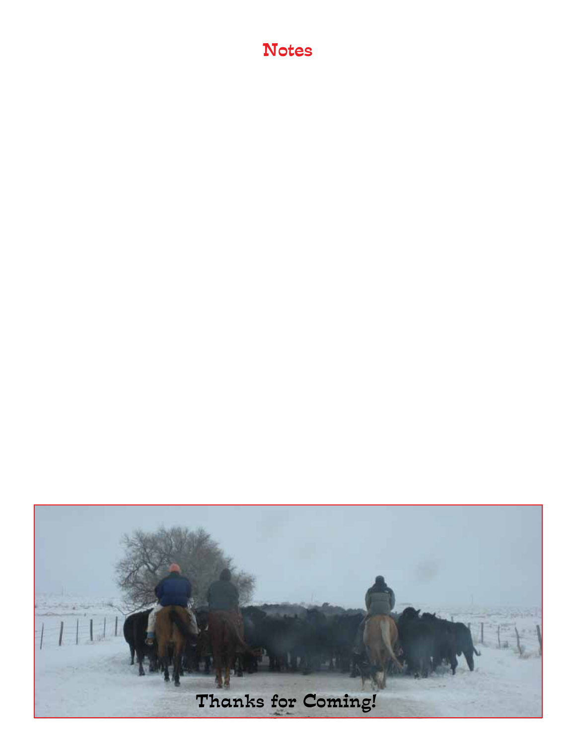# Notes

Thanks for Coming!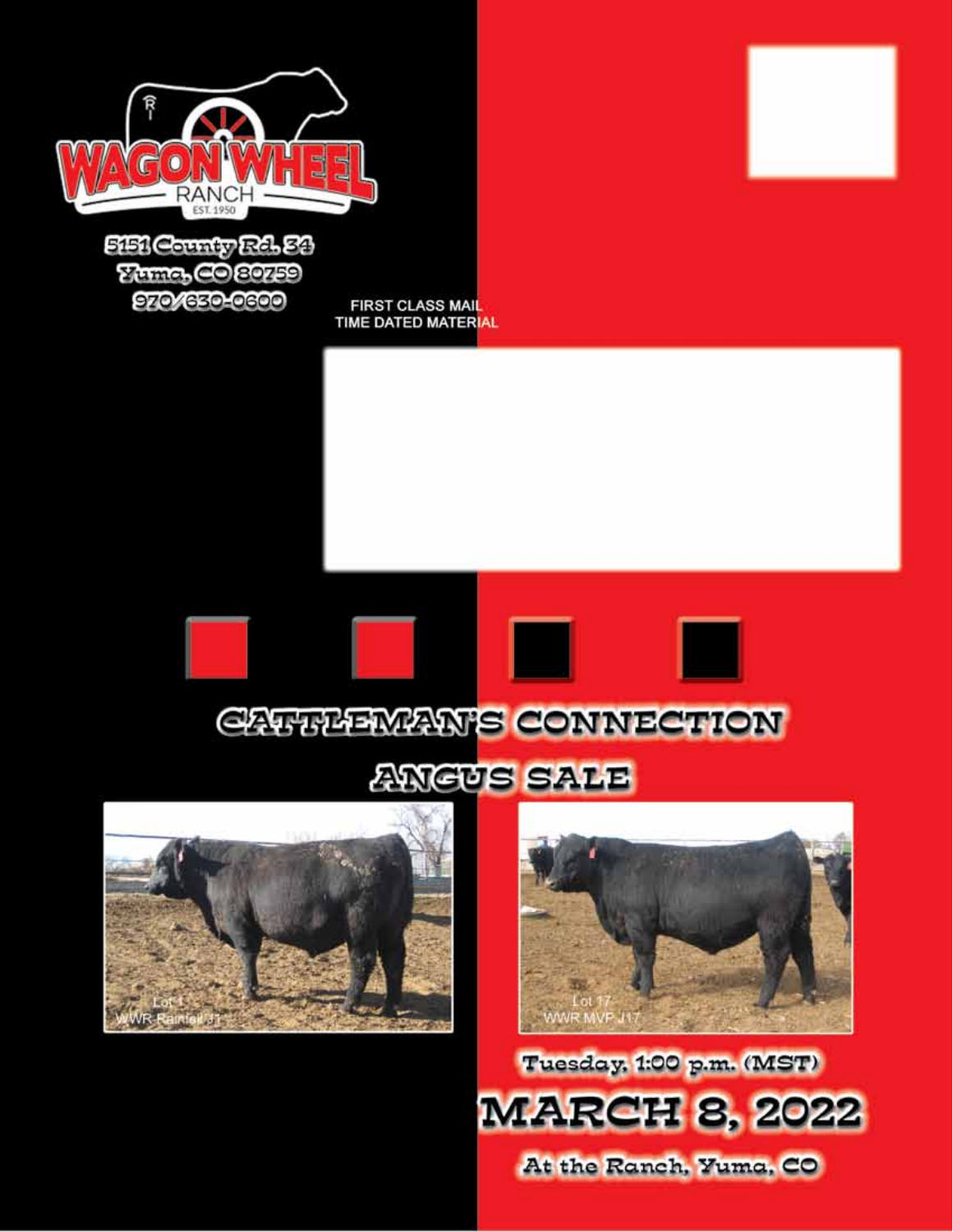WAGON WHEEL RANCH

EST. 1950

5151 County Rd. 34
Yuma, CO 80759
970/630-0600

FIRST CLASS MAIL
TIME DATED MATERIAL

# CATTLEMAN'S CONNECTION ANGUS SALE

Lot 1
WWR Rainfall J1

Lot 17
WWR MVP J17

Tuesday, 1:00 p.m. (MST)

## MARCH 8, 2022

At the Ranch, Yuma, CO